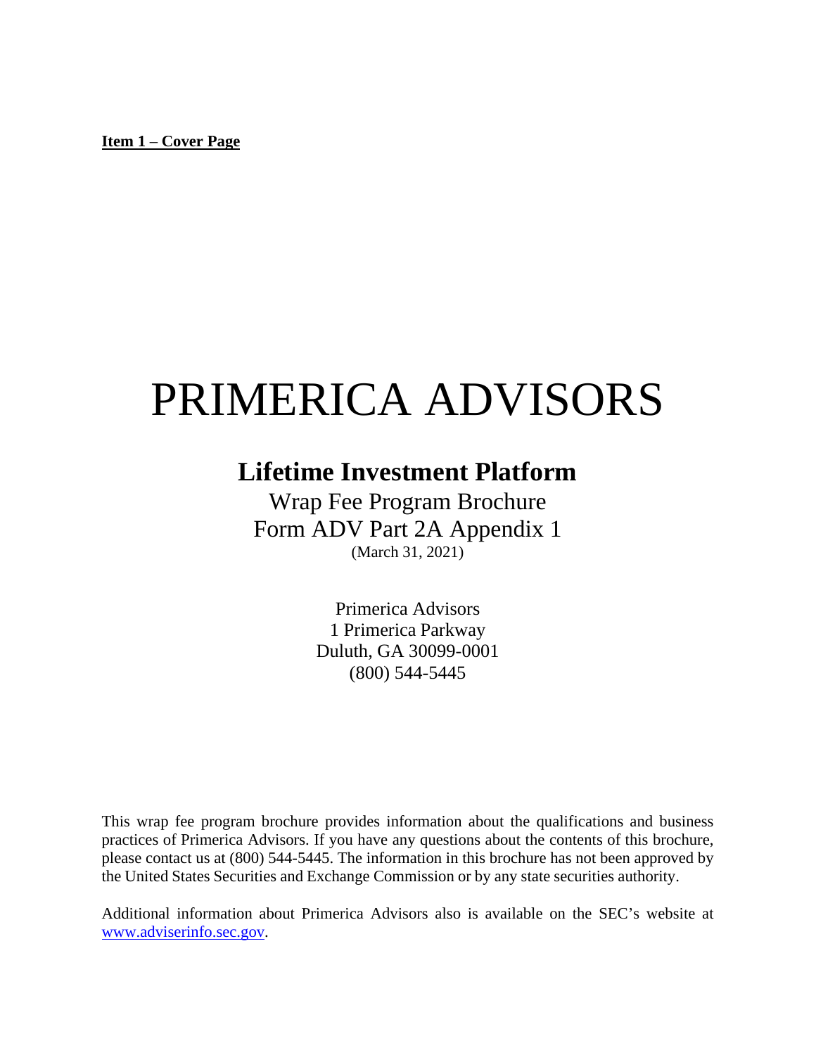**Item 1 – Cover Page**

# PRIMERICA ADVISORS

## Lifetime Investment Platform

Wrap Fee Program Brochure
Form ADV Part 2A Appendix 1
(March 31, 2021)

Primerica Advisors
1 Primerica Parkway
Duluth, GA 30099-0001
(800) 544-5445

This wrap fee program brochure provides information about the qualifications and business practices of Primerica Advisors. If you have any questions about the contents of this brochure, please contact us at (800) 544-5445. The information in this brochure has not been approved by the United States Securities and Exchange Commission or by any state securities authority.

Additional information about Primerica Advisors also is available on the SEC's website at www.adviserinfo.sec.gov.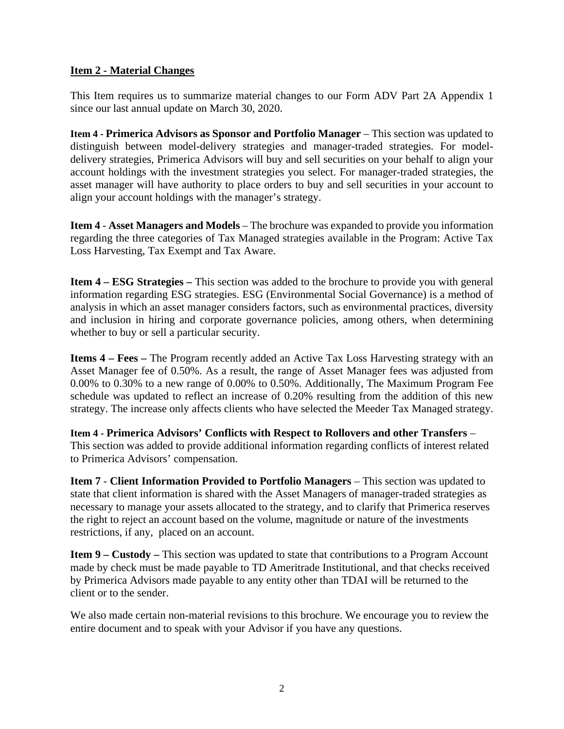## Item 2 - Material Changes

This Item requires us to summarize material changes to our Form ADV Part 2A Appendix 1 since our last annual update on March 30, 2020.

**Item 4 - Primerica Advisors as Sponsor and Portfolio Manager** – This section was updated to distinguish between model-delivery strategies and manager-traded strategies. For model-delivery strategies, Primerica Advisors will buy and sell securities on your behalf to align your account holdings with the investment strategies you select. For manager-traded strategies, the asset manager will have authority to place orders to buy and sell securities in your account to align your account holdings with the manager's strategy.

**Item 4** - **Asset Managers and Models** – The brochure was expanded to provide you information regarding the three categories of Tax Managed strategies available in the Program: Active Tax Loss Harvesting, Tax Exempt and Tax Aware.

**Item 4 – ESG Strategies –** This section was added to the brochure to provide you with general information regarding ESG strategies. ESG (Environmental Social Governance) is a method of analysis in which an asset manager considers factors, such as environmental practices, diversity and inclusion in hiring and corporate governance policies, among others, when determining whether to buy or sell a particular security.

**Items 4 – Fees –** The Program recently added an Active Tax Loss Harvesting strategy with an Asset Manager fee of 0.50%. As a result, the range of Asset Manager fees was adjusted from 0.00% to 0.30% to a new range of 0.00% to 0.50%. Additionally, The Maximum Program Fee schedule was updated to reflect an increase of 0.20% resulting from the addition of this new strategy. The increase only affects clients who have selected the Meeder Tax Managed strategy.

**Item 4 - Primerica Advisors' Conflicts with Respect to Rollovers and other Transfers** – This section was added to provide additional information regarding conflicts of interest related to Primerica Advisors' compensation.

**Item 7** - **Client Information Provided to Portfolio Managers** – This section was updated to state that client information is shared with the Asset Managers of manager-traded strategies as necessary to manage your assets allocated to the strategy, and to clarify that Primerica reserves the right to reject an account based on the volume, magnitude or nature of the investments restrictions, if any, placed on an account.

**Item 9 – Custody –** This section was updated to state that contributions to a Program Account made by check must be made payable to TD Ameritrade Institutional, and that checks received by Primerica Advisors made payable to any entity other than TDAI will be returned to the client or to the sender.

We also made certain non-material revisions to this brochure. We encourage you to review the entire document and to speak with your Advisor if you have any questions.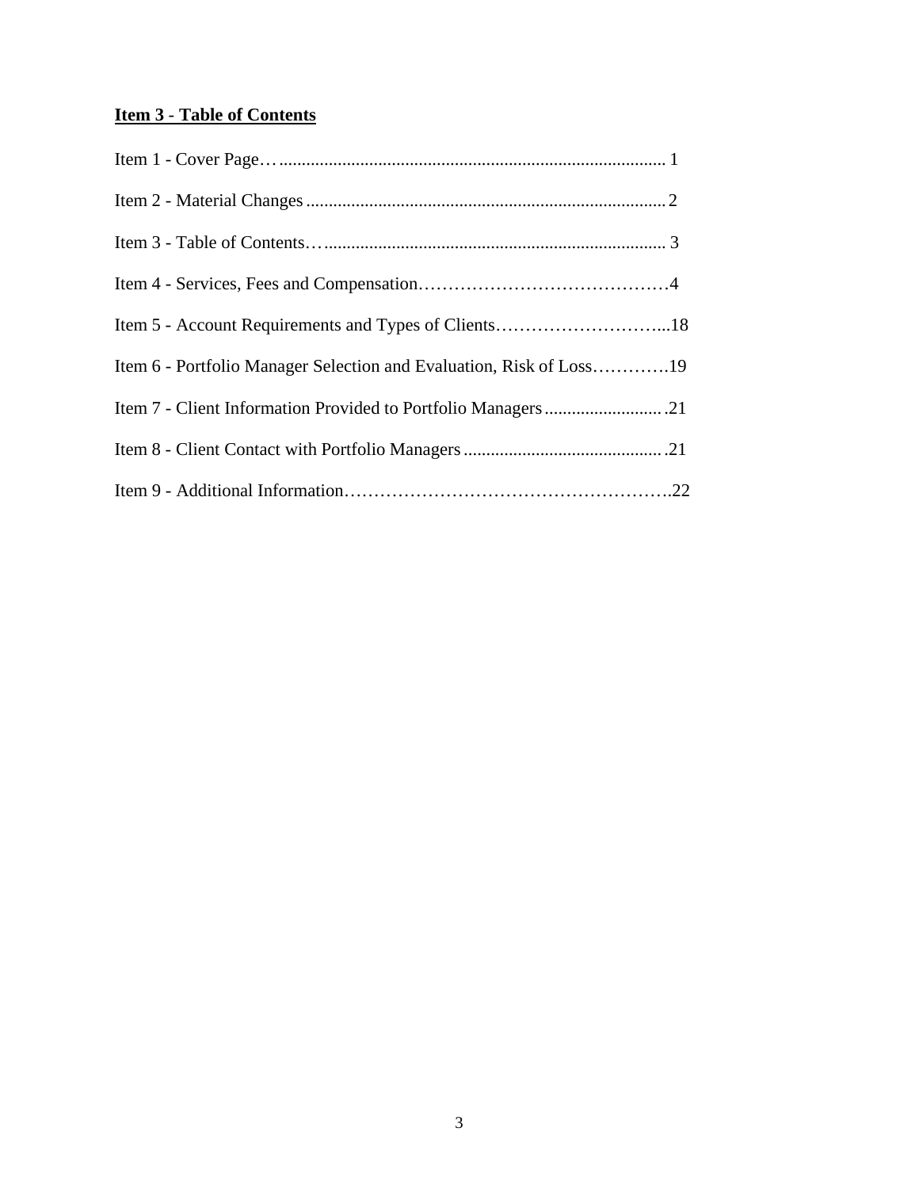## Item 3 - Table of Contents

Item 1 - Cover Page…...................................................................................... 1

Item 2 - Material Changes ................................................................................ 2

Item 3 - Table of Contents…........................................................................... 3

Item 4 - Services, Fees and Compensation……………………………………4

Item 5 - Account Requirements and Types of Clients………………………...18

Item 6 - Portfolio Manager Selection and Evaluation, Risk of Loss………….19

Item 7 - Client Information Provided to Portfolio Managers .......................... .21

Item 8 - Client Contact with Portfolio Managers ............................................ .21

Item 9 - Additional Information……………………………………………….22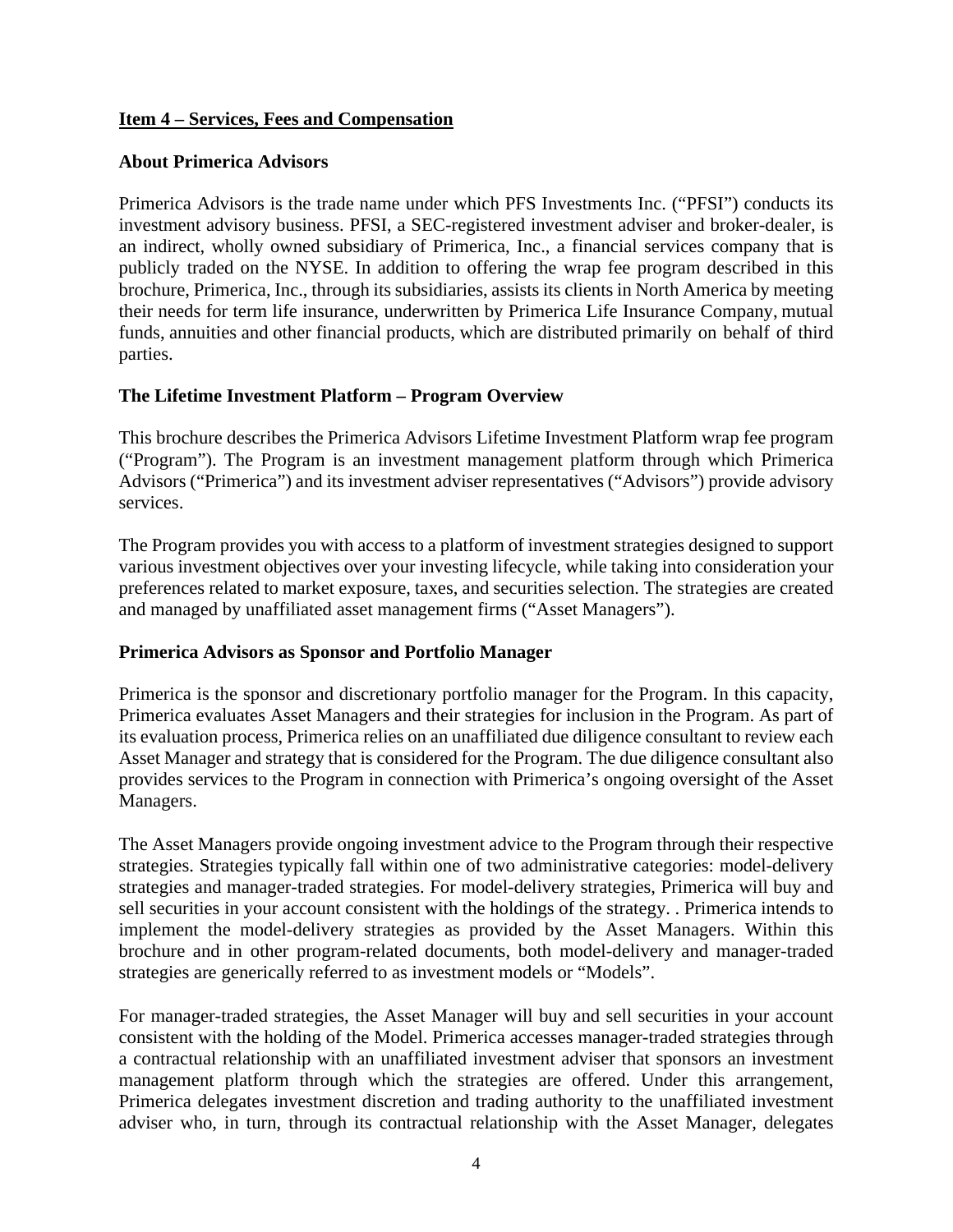**Item 4 – Services, Fees and Compensation**

**About Primerica Advisors**

Primerica Advisors is the trade name under which PFS Investments Inc. ("PFSI") conducts its investment advisory business. PFSI, a SEC-registered investment adviser and broker-dealer, is an indirect, wholly owned subsidiary of Primerica, Inc., a financial services company that is publicly traded on the NYSE. In addition to offering the wrap fee program described in this brochure, Primerica, Inc., through its subsidiaries, assists its clients in North America by meeting their needs for term life insurance, underwritten by Primerica Life Insurance Company, mutual funds, annuities and other financial products, which are distributed primarily on behalf of third parties.

**The Lifetime Investment Platform – Program Overview**

This brochure describes the Primerica Advisors Lifetime Investment Platform wrap fee program ("Program"). The Program is an investment management platform through which Primerica Advisors ("Primerica") and its investment adviser representatives ("Advisors") provide advisory services.

The Program provides you with access to a platform of investment strategies designed to support various investment objectives over your investing lifecycle, while taking into consideration your preferences related to market exposure, taxes, and securities selection. The strategies are created and managed by unaffiliated asset management firms ("Asset Managers").

**Primerica Advisors as Sponsor and Portfolio Manager**

Primerica is the sponsor and discretionary portfolio manager for the Program. In this capacity, Primerica evaluates Asset Managers and their strategies for inclusion in the Program. As part of its evaluation process, Primerica relies on an unaffiliated due diligence consultant to review each Asset Manager and strategy that is considered for the Program. The due diligence consultant also provides services to the Program in connection with Primerica's ongoing oversight of the Asset Managers.

The Asset Managers provide ongoing investment advice to the Program through their respective strategies. Strategies typically fall within one of two administrative categories: model-delivery strategies and manager-traded strategies. For model-delivery strategies, Primerica will buy and sell securities in your account consistent with the holdings of the strategy. . Primerica intends to implement the model-delivery strategies as provided by the Asset Managers. Within this brochure and in other program-related documents, both model-delivery and manager-traded strategies are generically referred to as investment models or "Models".

For manager-traded strategies, the Asset Manager will buy and sell securities in your account consistent with the holding of the Model. Primerica accesses manager-traded strategies through a contractual relationship with an unaffiliated investment adviser that sponsors an investment management platform through which the strategies are offered. Under this arrangement, Primerica delegates investment discretion and trading authority to the unaffiliated investment adviser who, in turn, through its contractual relationship with the Asset Manager, delegates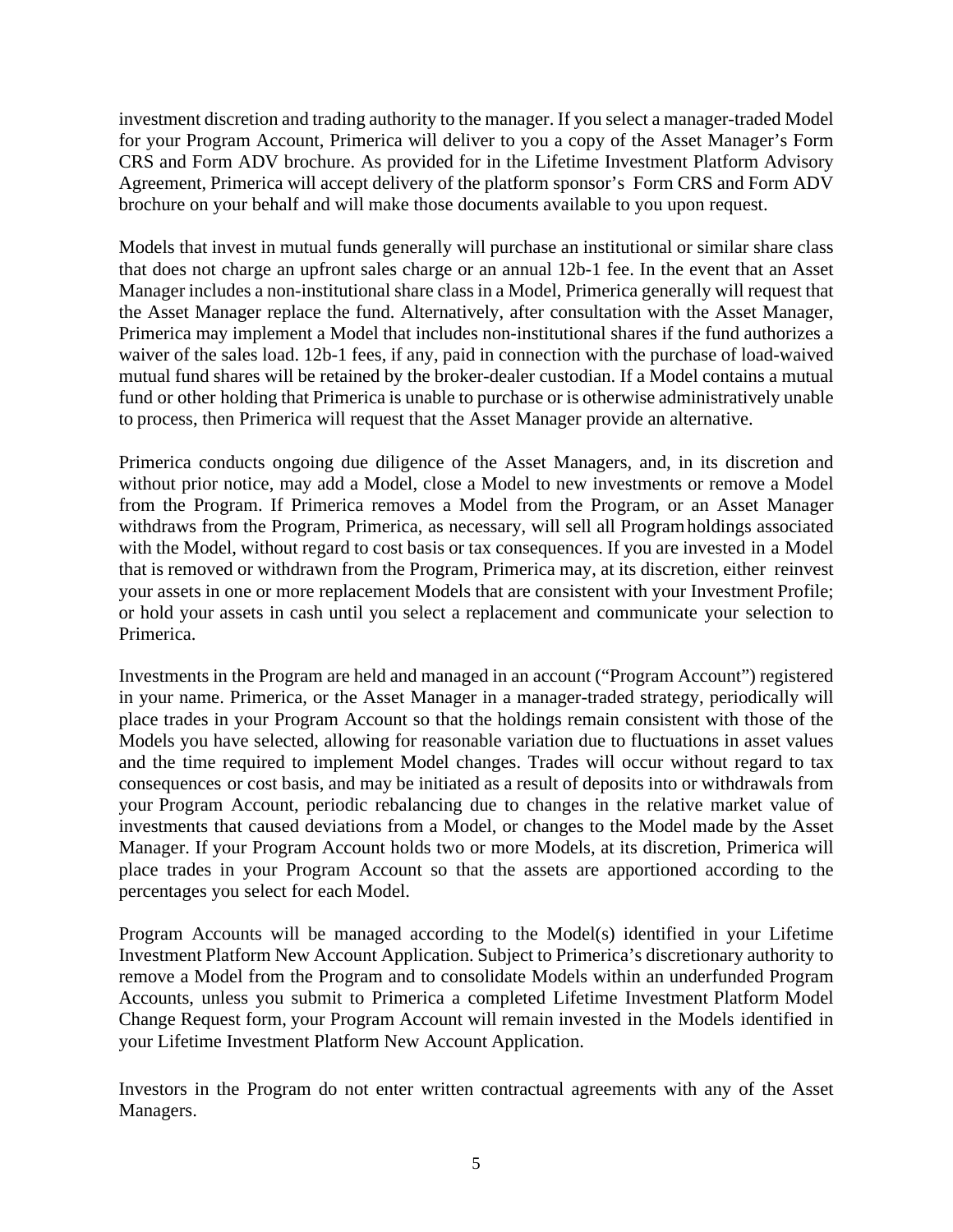investment discretion and trading authority to the manager. If you select a manager-traded Model for your Program Account, Primerica will deliver to you a copy of the Asset Manager's Form CRS and Form ADV brochure. As provided for in the Lifetime Investment Platform Advisory Agreement, Primerica will accept delivery of the platform sponsor's Form CRS and Form ADV brochure on your behalf and will make those documents available to you upon request.

Models that invest in mutual funds generally will purchase an institutional or similar share class that does not charge an upfront sales charge or an annual 12b-1 fee. In the event that an Asset Manager includes a non-institutional share class in a Model, Primerica generally will request that the Asset Manager replace the fund. Alternatively, after consultation with the Asset Manager, Primerica may implement a Model that includes non-institutional shares if the fund authorizes a waiver of the sales load. 12b-1 fees, if any, paid in connection with the purchase of load-waived mutual fund shares will be retained by the broker-dealer custodian. If a Model contains a mutual fund or other holding that Primerica is unable to purchase or is otherwise administratively unable to process, then Primerica will request that the Asset Manager provide an alternative.

Primerica conducts ongoing due diligence of the Asset Managers, and, in its discretion and without prior notice, may add a Model, close a Model to new investments or remove a Model from the Program. If Primerica removes a Model from the Program, or an Asset Manager withdraws from the Program, Primerica, as necessary, will sell all Program holdings associated with the Model, without regard to cost basis or tax consequences. If you are invested in a Model that is removed or withdrawn from the Program, Primerica may, at its discretion, either reinvest your assets in one or more replacement Models that are consistent with your Investment Profile; or hold your assets in cash until you select a replacement and communicate your selection to Primerica.

Investments in the Program are held and managed in an account ("Program Account") registered in your name. Primerica, or the Asset Manager in a manager-traded strategy, periodically will place trades in your Program Account so that the holdings remain consistent with those of the Models you have selected, allowing for reasonable variation due to fluctuations in asset values and the time required to implement Model changes. Trades will occur without regard to tax consequences or cost basis, and may be initiated as a result of deposits into or withdrawals from your Program Account, periodic rebalancing due to changes in the relative market value of investments that caused deviations from a Model, or changes to the Model made by the Asset Manager. If your Program Account holds two or more Models, at its discretion, Primerica will place trades in your Program Account so that the assets are apportioned according to the percentages you select for each Model.

Program Accounts will be managed according to the Model(s) identified in your Lifetime Investment Platform New Account Application. Subject to Primerica's discretionary authority to remove a Model from the Program and to consolidate Models within an underfunded Program Accounts, unless you submit to Primerica a completed Lifetime Investment Platform Model Change Request form, your Program Account will remain invested in the Models identified in your Lifetime Investment Platform New Account Application.

Investors in the Program do not enter written contractual agreements with any of the Asset Managers.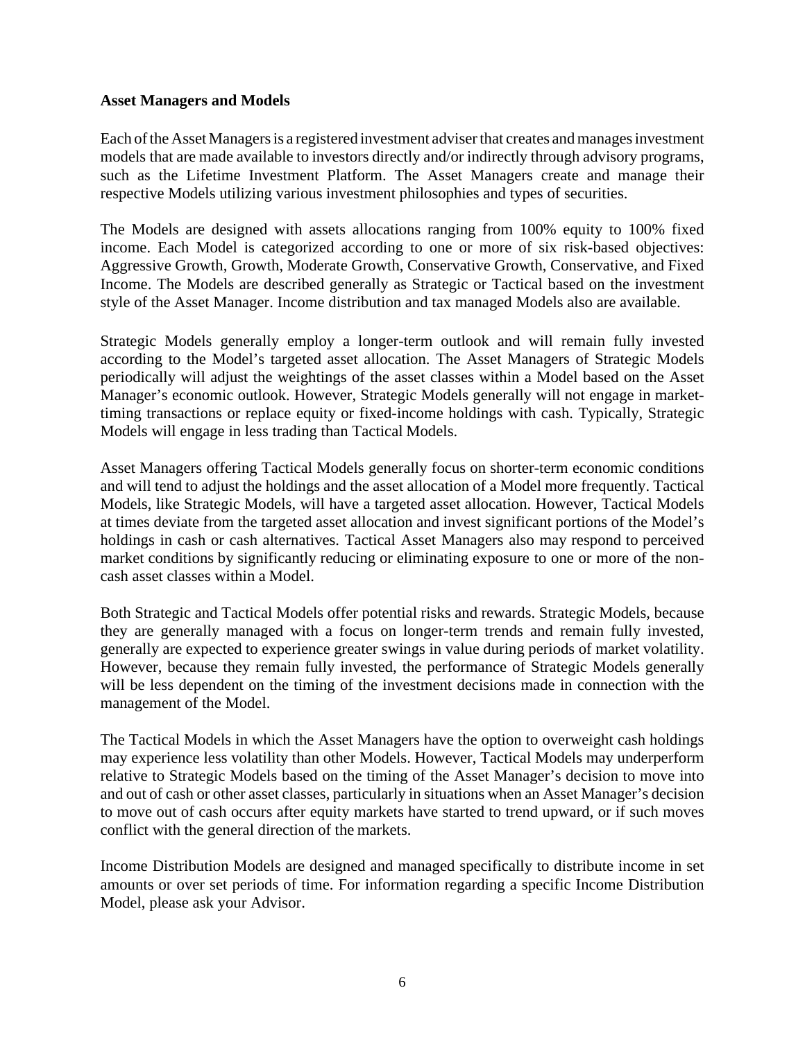**Asset Managers and Models**

Each of the Asset Managers is a registered investment adviser that creates and manages investment models that are made available to investors directly and/or indirectly through advisory programs, such as the Lifetime Investment Platform. The Asset Managers create and manage their respective Models utilizing various investment philosophies and types of securities.

The Models are designed with assets allocations ranging from 100% equity to 100% fixed income. Each Model is categorized according to one or more of six risk-based objectives: Aggressive Growth, Growth, Moderate Growth, Conservative Growth, Conservative, and Fixed Income. The Models are described generally as Strategic or Tactical based on the investment style of the Asset Manager. Income distribution and tax managed Models also are available.

Strategic Models generally employ a longer-term outlook and will remain fully invested according to the Model's targeted asset allocation. The Asset Managers of Strategic Models periodically will adjust the weightings of the asset classes within a Model based on the Asset Manager's economic outlook. However, Strategic Models generally will not engage in market-timing transactions or replace equity or fixed-income holdings with cash. Typically, Strategic Models will engage in less trading than Tactical Models.

Asset Managers offering Tactical Models generally focus on shorter-term economic conditions and will tend to adjust the holdings and the asset allocation of a Model more frequently. Tactical Models, like Strategic Models, will have a targeted asset allocation. However, Tactical Models at times deviate from the targeted asset allocation and invest significant portions of the Model's holdings in cash or cash alternatives. Tactical Asset Managers also may respond to perceived market conditions by significantly reducing or eliminating exposure to one or more of the non-cash asset classes within a Model.

Both Strategic and Tactical Models offer potential risks and rewards. Strategic Models, because they are generally managed with a focus on longer-term trends and remain fully invested, generally are expected to experience greater swings in value during periods of market volatility. However, because they remain fully invested, the performance of Strategic Models generally will be less dependent on the timing of the investment decisions made in connection with the management of the Model.

The Tactical Models in which the Asset Managers have the option to overweight cash holdings may experience less volatility than other Models. However, Tactical Models may underperform relative to Strategic Models based on the timing of the Asset Manager's decision to move into and out of cash or other asset classes, particularly in situations when an Asset Manager's decision to move out of cash occurs after equity markets have started to trend upward, or if such moves conflict with the general direction of the markets.

Income Distribution Models are designed and managed specifically to distribute income in set amounts or over set periods of time. For information regarding a specific Income Distribution Model, please ask your Advisor.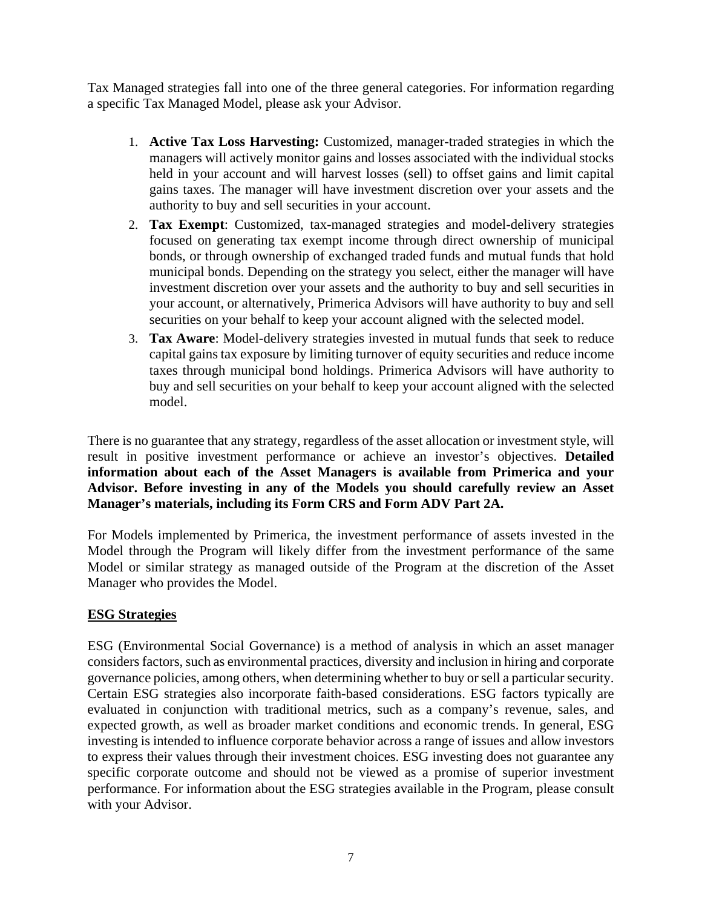Tax Managed strategies fall into one of the three general categories. For information regarding a specific Tax Managed Model, please ask your Advisor.

1. **Active Tax Loss Harvesting:** Customized, manager-traded strategies in which the managers will actively monitor gains and losses associated with the individual stocks held in your account and will harvest losses (sell) to offset gains and limit capital gains taxes. The manager will have investment discretion over your assets and the authority to buy and sell securities in your account.
2. **Tax Exempt**: Customized, tax-managed strategies and model-delivery strategies focused on generating tax exempt income through direct ownership of municipal bonds, or through ownership of exchanged traded funds and mutual funds that hold municipal bonds. Depending on the strategy you select, either the manager will have investment discretion over your assets and the authority to buy and sell securities in your account, or alternatively, Primerica Advisors will have authority to buy and sell securities on your behalf to keep your account aligned with the selected model.
3. **Tax Aware**: Model-delivery strategies invested in mutual funds that seek to reduce capital gains tax exposure by limiting turnover of equity securities and reduce income taxes through municipal bond holdings. Primerica Advisors will have authority to buy and sell securities on your behalf to keep your account aligned with the selected model.

There is no guarantee that any strategy, regardless of the asset allocation or investment style, will result in positive investment performance or achieve an investor's objectives. **Detailed information about each of the Asset Managers is available from Primerica and your Advisor. Before investing in any of the Models you should carefully review an Asset Manager's materials, including its Form CRS and Form ADV Part 2A.**

For Models implemented by Primerica, the investment performance of assets invested in the Model through the Program will likely differ from the investment performance of the same Model or similar strategy as managed outside of the Program at the discretion of the Asset Manager who provides the Model.

## ESG Strategies

ESG (Environmental Social Governance) is a method of analysis in which an asset manager considers factors, such as environmental practices, diversity and inclusion in hiring and corporate governance policies, among others, when determining whether to buy or sell a particular security. Certain ESG strategies also incorporate faith-based considerations. ESG factors typically are evaluated in conjunction with traditional metrics, such as a company's revenue, sales, and expected growth, as well as broader market conditions and economic trends. In general, ESG investing is intended to influence corporate behavior across a range of issues and allow investors to express their values through their investment choices. ESG investing does not guarantee any specific corporate outcome and should not be viewed as a promise of superior investment performance. For information about the ESG strategies available in the Program, please consult with your Advisor.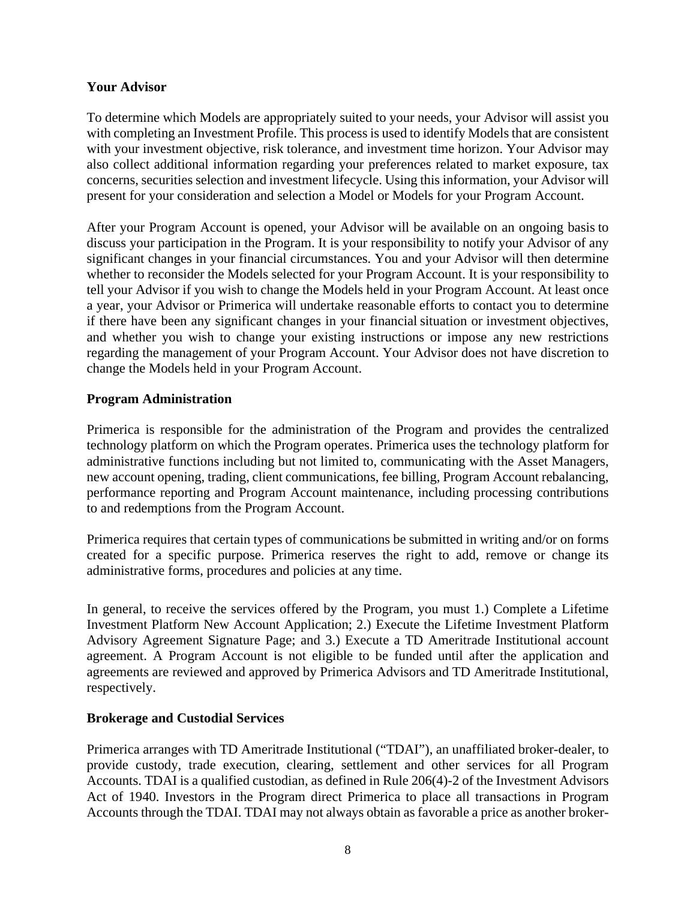**Your Advisor**

To determine which Models are appropriately suited to your needs, your Advisor will assist you with completing an Investment Profile. This process is used to identify Models that are consistent with your investment objective, risk tolerance, and investment time horizon. Your Advisor may also collect additional information regarding your preferences related to market exposure, tax concerns, securities selection and investment lifecycle. Using this information, your Advisor will present for your consideration and selection a Model or Models for your Program Account.

After your Program Account is opened, your Advisor will be available on an ongoing basis to discuss your participation in the Program. It is your responsibility to notify your Advisor of any significant changes in your financial circumstances. You and your Advisor will then determine whether to reconsider the Models selected for your Program Account. It is your responsibility to tell your Advisor if you wish to change the Models held in your Program Account. At least once a year, your Advisor or Primerica will undertake reasonable efforts to contact you to determine if there have been any significant changes in your financial situation or investment objectives, and whether you wish to change your existing instructions or impose any new restrictions regarding the management of your Program Account. Your Advisor does not have discretion to change the Models held in your Program Account.

**Program Administration**

Primerica is responsible for the administration of the Program and provides the centralized technology platform on which the Program operates. Primerica uses the technology platform for administrative functions including but not limited to, communicating with the Asset Managers, new account opening, trading, client communications, fee billing, Program Account rebalancing, performance reporting and Program Account maintenance, including processing contributions to and redemptions from the Program Account.

Primerica requires that certain types of communications be submitted in writing and/or on forms created for a specific purpose. Primerica reserves the right to add, remove or change its administrative forms, procedures and policies at any time.

In general, to receive the services offered by the Program, you must 1.) Complete a Lifetime Investment Platform New Account Application; 2.) Execute the Lifetime Investment Platform Advisory Agreement Signature Page; and 3.) Execute a TD Ameritrade Institutional account agreement. A Program Account is not eligible to be funded until after the application and agreements are reviewed and approved by Primerica Advisors and TD Ameritrade Institutional, respectively.

**Brokerage and Custodial Services**

Primerica arranges with TD Ameritrade Institutional ("TDAI"), an unaffiliated broker-dealer, to provide custody, trade execution, clearing, settlement and other services for all Program Accounts. TDAI is a qualified custodian, as defined in Rule 206(4)-2 of the Investment Advisors Act of 1940. Investors in the Program direct Primerica to place all transactions in Program Accounts through the TDAI. TDAI may not always obtain as favorable a price as another broker-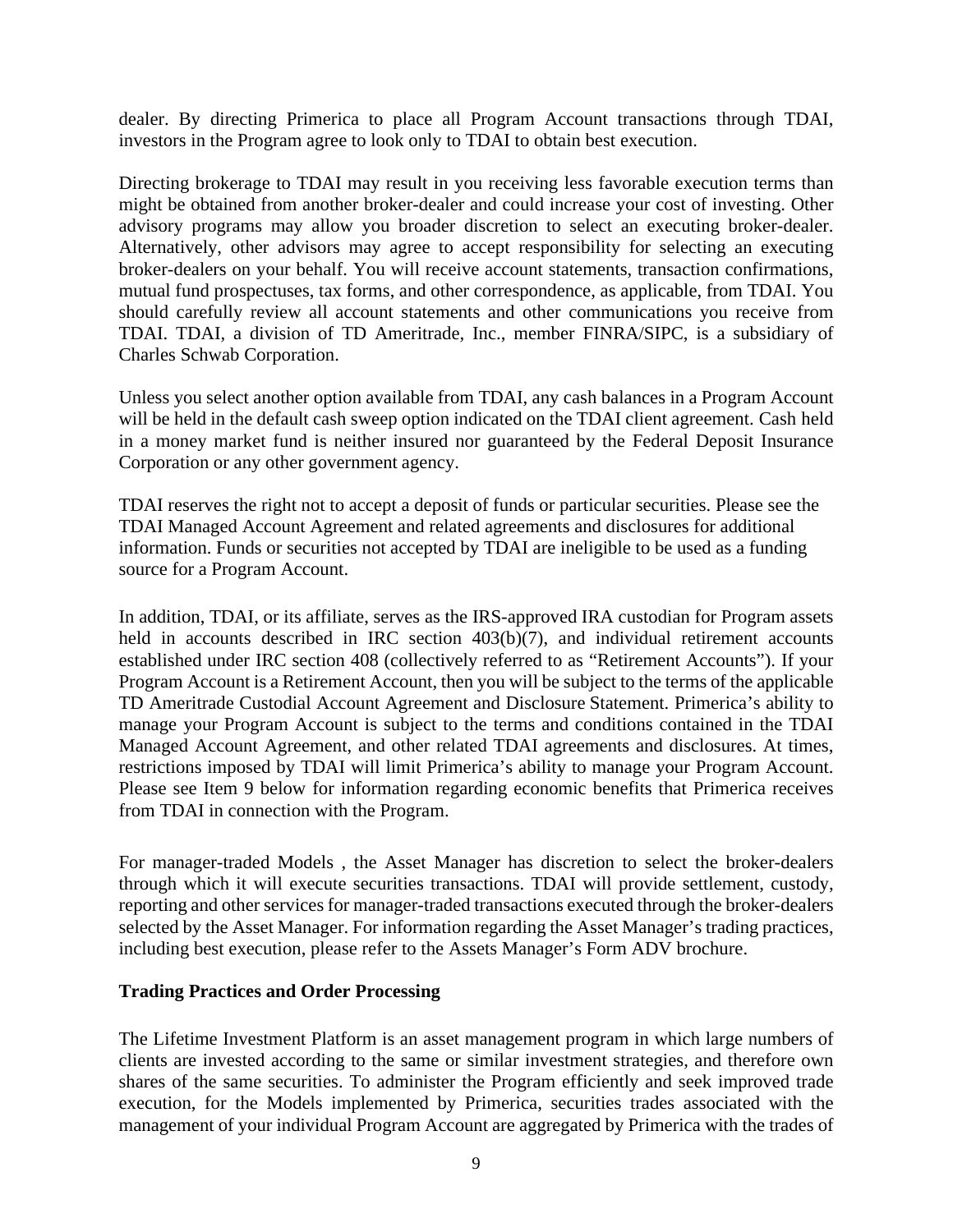dealer. By directing Primerica to place all Program Account transactions through TDAI, investors in the Program agree to look only to TDAI to obtain best execution.

Directing brokerage to TDAI may result in you receiving less favorable execution terms than might be obtained from another broker-dealer and could increase your cost of investing. Other advisory programs may allow you broader discretion to select an executing broker-dealer. Alternatively, other advisors may agree to accept responsibility for selecting an executing broker-dealers on your behalf. You will receive account statements, transaction confirmations, mutual fund prospectuses, tax forms, and other correspondence, as applicable, from TDAI. You should carefully review all account statements and other communications you receive from TDAI. TDAI, a division of TD Ameritrade, Inc., member FINRA/SIPC, is a subsidiary of Charles Schwab Corporation.

Unless you select another option available from TDAI, any cash balances in a Program Account will be held in the default cash sweep option indicated on the TDAI client agreement. Cash held in a money market fund is neither insured nor guaranteed by the Federal Deposit Insurance Corporation or any other government agency.

TDAI reserves the right not to accept a deposit of funds or particular securities. Please see the TDAI Managed Account Agreement and related agreements and disclosures for additional information. Funds or securities not accepted by TDAI are ineligible to be used as a funding source for a Program Account.

In addition, TDAI, or its affiliate, serves as the IRS-approved IRA custodian for Program assets held in accounts described in IRC section 403(b)(7), and individual retirement accounts established under IRC section 408 (collectively referred to as "Retirement Accounts"). If your Program Account is a Retirement Account, then you will be subject to the terms of the applicable TD Ameritrade Custodial Account Agreement and Disclosure Statement. Primerica's ability to manage your Program Account is subject to the terms and conditions contained in the TDAI Managed Account Agreement, and other related TDAI agreements and disclosures. At times, restrictions imposed by TDAI will limit Primerica's ability to manage your Program Account. Please see Item 9 below for information regarding economic benefits that Primerica receives from TDAI in connection with the Program.

For manager-traded Models , the Asset Manager has discretion to select the broker-dealers through which it will execute securities transactions. TDAI will provide settlement, custody, reporting and other services for manager-traded transactions executed through the broker-dealers selected by the Asset Manager. For information regarding the Asset Manager's trading practices, including best execution, please refer to the Assets Manager's Form ADV brochure.

**Trading Practices and Order Processing**

The Lifetime Investment Platform is an asset management program in which large numbers of clients are invested according to the same or similar investment strategies, and therefore own shares of the same securities. To administer the Program efficiently and seek improved trade execution, for the Models implemented by Primerica, securities trades associated with the management of your individual Program Account are aggregated by Primerica with the trades of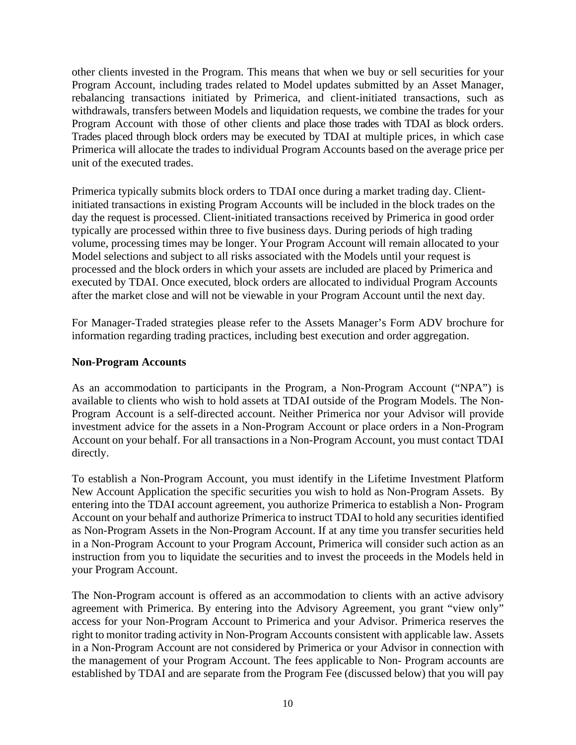other clients invested in the Program. This means that when we buy or sell securities for your Program Account, including trades related to Model updates submitted by an Asset Manager, rebalancing transactions initiated by Primerica, and client-initiated transactions, such as withdrawals, transfers between Models and liquidation requests, we combine the trades for your Program Account with those of other clients and place those trades with TDAI as block orders. Trades placed through block orders may be executed by TDAI at multiple prices, in which case Primerica will allocate the trades to individual Program Accounts based on the average price per unit of the executed trades.

Primerica typically submits block orders to TDAI once during a market trading day. Client-initiated transactions in existing Program Accounts will be included in the block trades on the day the request is processed. Client-initiated transactions received by Primerica in good order typically are processed within three to five business days. During periods of high trading volume, processing times may be longer. Your Program Account will remain allocated to your Model selections and subject to all risks associated with the Models until your request is processed and the block orders in which your assets are included are placed by Primerica and executed by TDAI. Once executed, block orders are allocated to individual Program Accounts after the market close and will not be viewable in your Program Account until the next day.

For Manager-Traded strategies please refer to the Assets Manager's Form ADV brochure for information regarding trading practices, including best execution and order aggregation.

**Non-Program Accounts**

As an accommodation to participants in the Program, a Non-Program Account ("NPA") is available to clients who wish to hold assets at TDAI outside of the Program Models. The Non-Program Account is a self-directed account. Neither Primerica nor your Advisor will provide investment advice for the assets in a Non-Program Account or place orders in a Non-Program Account on your behalf. For all transactions in a Non-Program Account, you must contact TDAI directly.

To establish a Non-Program Account, you must identify in the Lifetime Investment Platform New Account Application the specific securities you wish to hold as Non-Program Assets. By entering into the TDAI account agreement, you authorize Primerica to establish a Non- Program Account on your behalf and authorize Primerica to instruct TDAI to hold any securities identified as Non-Program Assets in the Non-Program Account. If at any time you transfer securities held in a Non-Program Account to your Program Account, Primerica will consider such action as an instruction from you to liquidate the securities and to invest the proceeds in the Models held in your Program Account.

The Non-Program account is offered as an accommodation to clients with an active advisory agreement with Primerica. By entering into the Advisory Agreement, you grant "view only" access for your Non-Program Account to Primerica and your Advisor. Primerica reserves the right to monitor trading activity in Non-Program Accounts consistent with applicable law. Assets in a Non-Program Account are not considered by Primerica or your Advisor in connection with the management of your Program Account. The fees applicable to Non- Program accounts are established by TDAI and are separate from the Program Fee (discussed below) that you will pay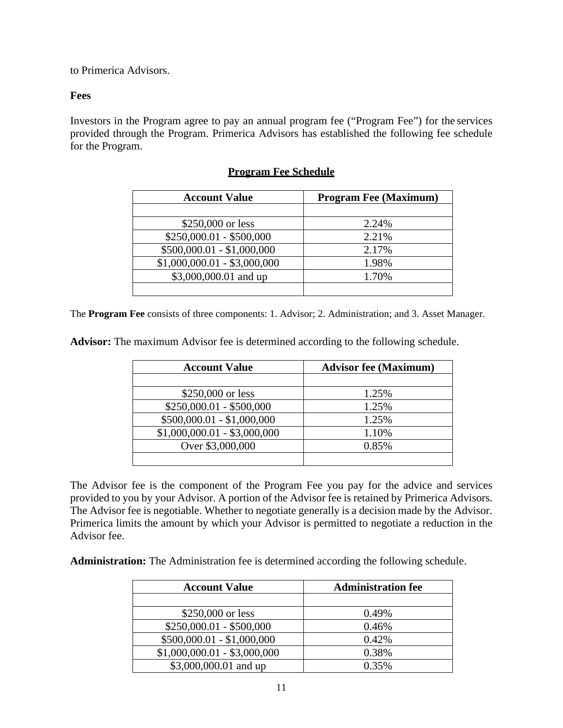to Primerica Advisors.

**Fees**

Investors in the Program agree to pay an annual program fee ("Program Fee") for the services provided through the Program. Primerica Advisors has established the following fee schedule for the Program.

**Program Fee Schedule**

| Account Value | Program Fee (Maximum) |
|---|---|
| | |
| $250,000 or less | 2.24% |
| $250,000.01 - $500,000 | 2.21% |
| $500,000.01 - $1,000,000 | 2.17% |
| $1,000,000.01 - $3,000,000 | 1.98% |
| $3,000,000.01 and up | 1.70% |
| | |

The **Program Fee** consists of three components: 1. Advisor; 2. Administration; and 3. Asset Manager.

**Advisor:** The maximum Advisor fee is determined according to the following schedule.

| Account Value | Advisor fee (Maximum) |
|---|---|
| | |
| $250,000 or less | 1.25% |
| $250,000.01 - $500,000 | 1.25% |
| $500,000.01 - $1,000,000 | 1.25% |
| $1,000,000.01 - $3,000,000 | 1.10% |
| Over $3,000,000 | 0.85% |
| | |

The Advisor fee is the component of the Program Fee you pay for the advice and services provided to you by your Advisor. A portion of the Advisor fee is retained by Primerica Advisors. The Advisor fee is negotiable. Whether to negotiate generally is a decision made by the Advisor. Primerica limits the amount by which your Advisor is permitted to negotiate a reduction in the Advisor fee.

**Administration:** The Administration fee is determined according the following schedule.

| Account Value | Administration fee |
|---|---|
| | |
| $250,000 or less | 0.49% |
| $250,000.01 - $500,000 | 0.46% |
| $500,000.01 - $1,000,000 | 0.42% |
| $1,000,000.01 - $3,000,000 | 0.38% |
| $3,000,000.01 and up | 0.35% |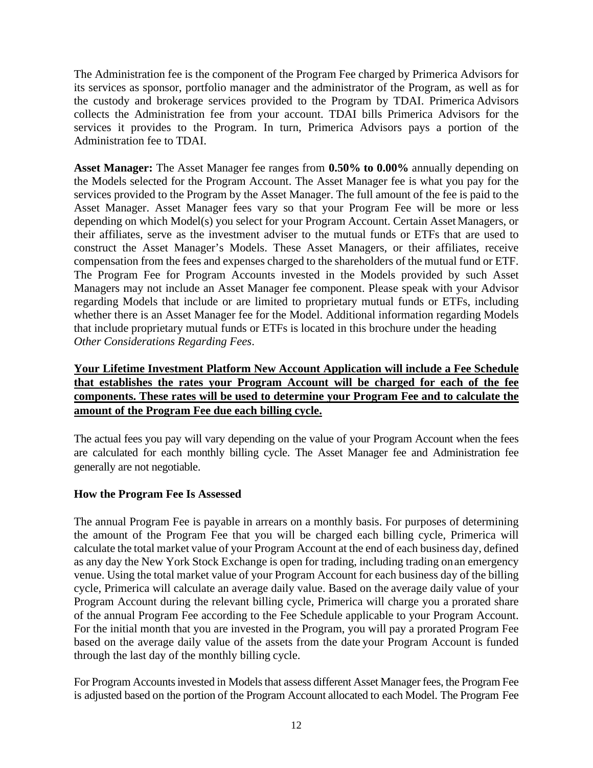The Administration fee is the component of the Program Fee charged by Primerica Advisors for its services as sponsor, portfolio manager and the administrator of the Program, as well as for the custody and brokerage services provided to the Program by TDAI. Primerica Advisors collects the Administration fee from your account. TDAI bills Primerica Advisors for the services it provides to the Program. In turn, Primerica Advisors pays a portion of the Administration fee to TDAI.

**Asset Manager:** The Asset Manager fee ranges from **0.50% to 0.00%** annually depending on the Models selected for the Program Account. The Asset Manager fee is what you pay for the services provided to the Program by the Asset Manager. The full amount of the fee is paid to the Asset Manager. Asset Manager fees vary so that your Program Fee will be more or less depending on which Model(s) you select for your Program Account. Certain Asset Managers, or their affiliates, serve as the investment adviser to the mutual funds or ETFs that are used to construct the Asset Manager's Models. These Asset Managers, or their affiliates, receive compensation from the fees and expenses charged to the shareholders of the mutual fund or ETF. The Program Fee for Program Accounts invested in the Models provided by such Asset Managers may not include an Asset Manager fee component. Please speak with your Advisor regarding Models that include or are limited to proprietary mutual funds or ETFs, including whether there is an Asset Manager fee for the Model. Additional information regarding Models that include proprietary mutual funds or ETFs is located in this brochure under the heading *Other Considerations Regarding Fees*.

**<u>Your Lifetime Investment Platform New Account Application will include a Fee Schedule that establishes the rates your Program Account will be charged for each of the fee components. These rates will be used to determine your Program Fee and to calculate the amount of the Program Fee due each billing cycle.</u>**

The actual fees you pay will vary depending on the value of your Program Account when the fees are calculated for each monthly billing cycle. The Asset Manager fee and Administration fee generally are not negotiable.

### How the Program Fee Is Assessed

The annual Program Fee is payable in arrears on a monthly basis. For purposes of determining the amount of the Program Fee that you will be charged each billing cycle, Primerica will calculate the total market value of your Program Account at the end of each business day, defined as any day the New York Stock Exchange is open for trading, including trading on an emergency venue. Using the total market value of your Program Account for each business day of the billing cycle, Primerica will calculate an average daily value. Based on the average daily value of your Program Account during the relevant billing cycle, Primerica will charge you a prorated share of the annual Program Fee according to the Fee Schedule applicable to your Program Account. For the initial month that you are invested in the Program, you will pay a prorated Program Fee based on the average daily value of the assets from the date your Program Account is funded through the last day of the monthly billing cycle.

For Program Accounts invested in Models that assess different Asset Manager fees, the Program Fee is adjusted based on the portion of the Program Account allocated to each Model. The Program Fee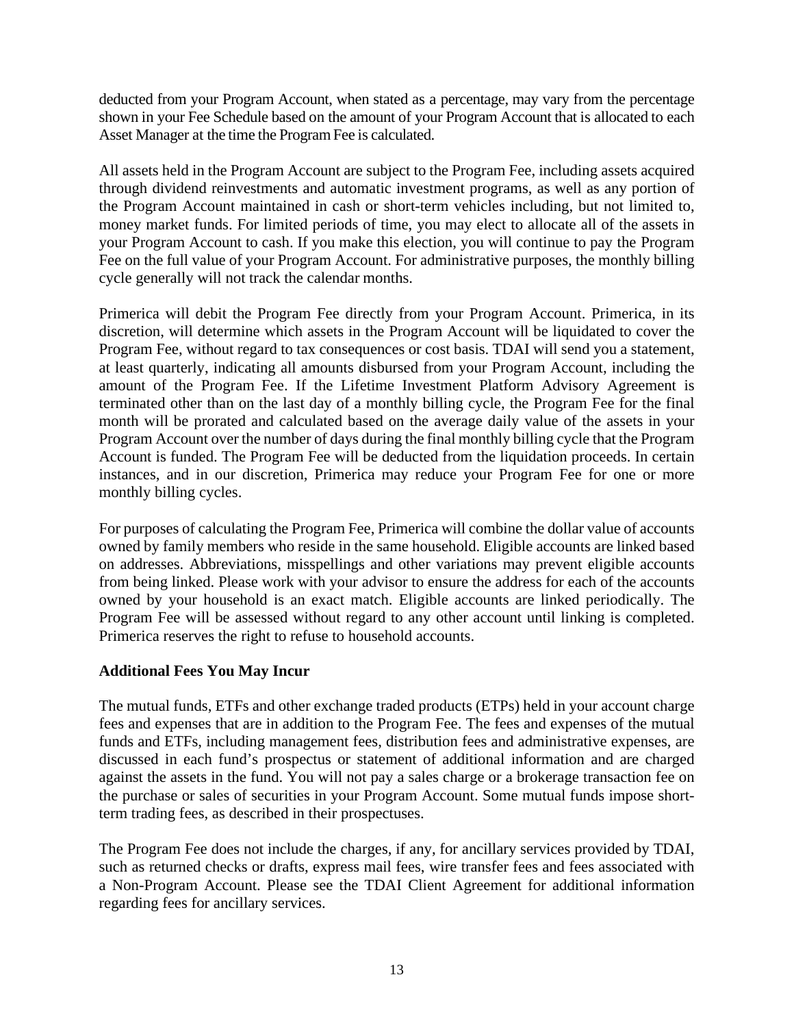deducted from your Program Account, when stated as a percentage, may vary from the percentage shown in your Fee Schedule based on the amount of your Program Account that is allocated to each Asset Manager at the time the Program Fee is calculated.

All assets held in the Program Account are subject to the Program Fee, including assets acquired through dividend reinvestments and automatic investment programs, as well as any portion of the Program Account maintained in cash or short-term vehicles including, but not limited to, money market funds. For limited periods of time, you may elect to allocate all of the assets in your Program Account to cash. If you make this election, you will continue to pay the Program Fee on the full value of your Program Account. For administrative purposes, the monthly billing cycle generally will not track the calendar months.

Primerica will debit the Program Fee directly from your Program Account. Primerica, in its discretion, will determine which assets in the Program Account will be liquidated to cover the Program Fee, without regard to tax consequences or cost basis. TDAI will send you a statement, at least quarterly, indicating all amounts disbursed from your Program Account, including the amount of the Program Fee. If the Lifetime Investment Platform Advisory Agreement is terminated other than on the last day of a monthly billing cycle, the Program Fee for the final month will be prorated and calculated based on the average daily value of the assets in your Program Account over the number of days during the final monthly billing cycle that the Program Account is funded. The Program Fee will be deducted from the liquidation proceeds. In certain instances, and in our discretion, Primerica may reduce your Program Fee for one or more monthly billing cycles.

For purposes of calculating the Program Fee, Primerica will combine the dollar value of accounts owned by family members who reside in the same household. Eligible accounts are linked based on addresses. Abbreviations, misspellings and other variations may prevent eligible accounts from being linked. Please work with your advisor to ensure the address for each of the accounts owned by your household is an exact match. Eligible accounts are linked periodically. The Program Fee will be assessed without regard to any other account until linking is completed. Primerica reserves the right to refuse to household accounts.

**Additional Fees You May Incur**

The mutual funds, ETFs and other exchange traded products (ETPs) held in your account charge fees and expenses that are in addition to the Program Fee. The fees and expenses of the mutual funds and ETFs, including management fees, distribution fees and administrative expenses, are discussed in each fund's prospectus or statement of additional information and are charged against the assets in the fund. You will not pay a sales charge or a brokerage transaction fee on the purchase or sales of securities in your Program Account. Some mutual funds impose short-term trading fees, as described in their prospectuses.

The Program Fee does not include the charges, if any, for ancillary services provided by TDAI, such as returned checks or drafts, express mail fees, wire transfer fees and fees associated with a Non-Program Account. Please see the TDAI Client Agreement for additional information regarding fees for ancillary services.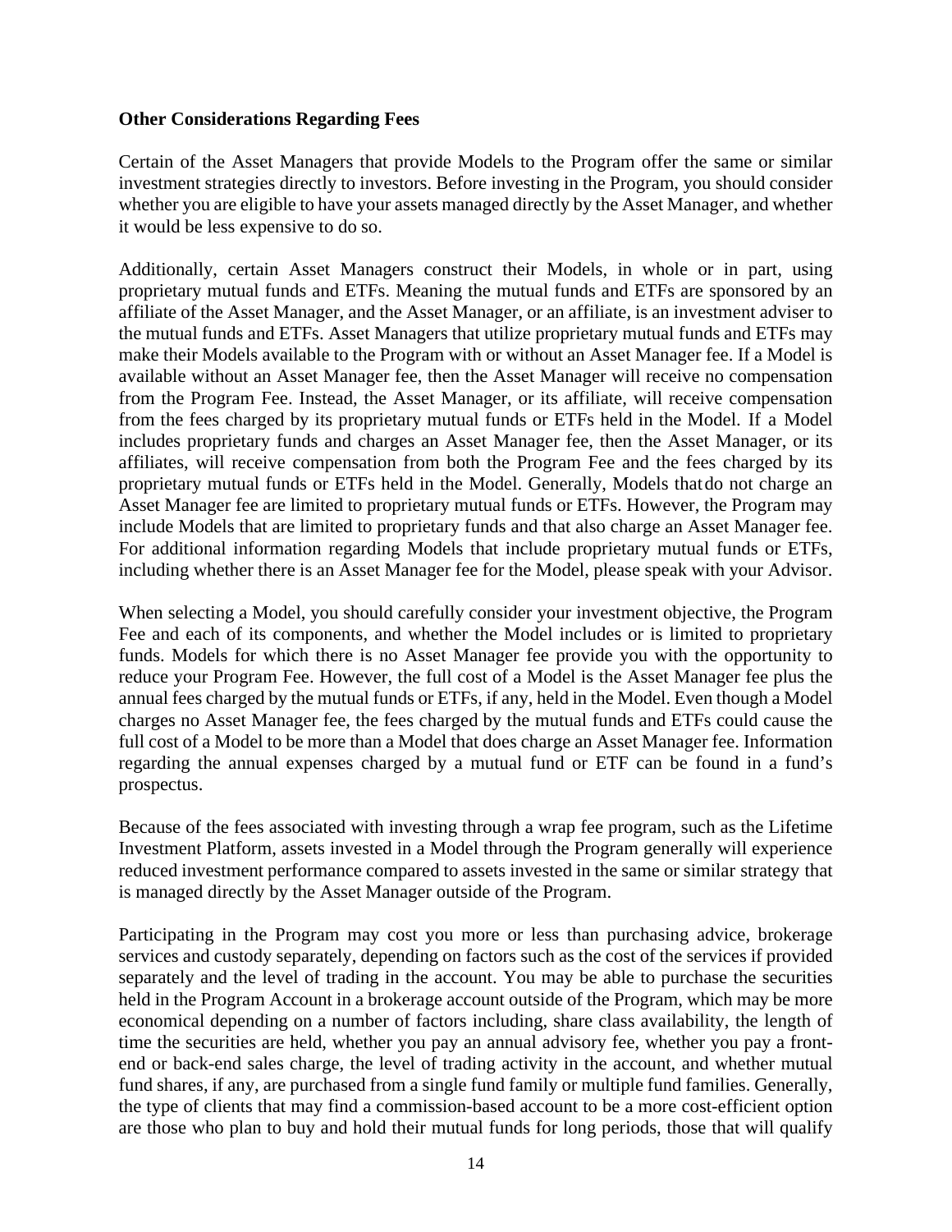**Other Considerations Regarding Fees**

Certain of the Asset Managers that provide Models to the Program offer the same or similar investment strategies directly to investors. Before investing in the Program, you should consider whether you are eligible to have your assets managed directly by the Asset Manager, and whether it would be less expensive to do so.

Additionally, certain Asset Managers construct their Models, in whole or in part, using proprietary mutual funds and ETFs. Meaning the mutual funds and ETFs are sponsored by an affiliate of the Asset Manager, and the Asset Manager, or an affiliate, is an investment adviser to the mutual funds and ETFs. Asset Managers that utilize proprietary mutual funds and ETFs may make their Models available to the Program with or without an Asset Manager fee. If a Model is available without an Asset Manager fee, then the Asset Manager will receive no compensation from the Program Fee. Instead, the Asset Manager, or its affiliate, will receive compensation from the fees charged by its proprietary mutual funds or ETFs held in the Model. If a Model includes proprietary funds and charges an Asset Manager fee, then the Asset Manager, or its affiliates, will receive compensation from both the Program Fee and the fees charged by its proprietary mutual funds or ETFs held in the Model. Generally, Models that do not charge an Asset Manager fee are limited to proprietary mutual funds or ETFs. However, the Program may include Models that are limited to proprietary funds and that also charge an Asset Manager fee. For additional information regarding Models that include proprietary mutual funds or ETFs, including whether there is an Asset Manager fee for the Model, please speak with your Advisor.

When selecting a Model, you should carefully consider your investment objective, the Program Fee and each of its components, and whether the Model includes or is limited to proprietary funds. Models for which there is no Asset Manager fee provide you with the opportunity to reduce your Program Fee. However, the full cost of a Model is the Asset Manager fee plus the annual fees charged by the mutual funds or ETFs, if any, held in the Model. Even though a Model charges no Asset Manager fee, the fees charged by the mutual funds and ETFs could cause the full cost of a Model to be more than a Model that does charge an Asset Manager fee. Information regarding the annual expenses charged by a mutual fund or ETF can be found in a fund's prospectus.

Because of the fees associated with investing through a wrap fee program, such as the Lifetime Investment Platform, assets invested in a Model through the Program generally will experience reduced investment performance compared to assets invested in the same or similar strategy that is managed directly by the Asset Manager outside of the Program.

Participating in the Program may cost you more or less than purchasing advice, brokerage services and custody separately, depending on factors such as the cost of the services if provided separately and the level of trading in the account. You may be able to purchase the securities held in the Program Account in a brokerage account outside of the Program, which may be more economical depending on a number of factors including, share class availability, the length of time the securities are held, whether you pay an annual advisory fee, whether you pay a front-end or back-end sales charge, the level of trading activity in the account, and whether mutual fund shares, if any, are purchased from a single fund family or multiple fund families. Generally, the type of clients that may find a commission-based account to be a more cost-efficient option are those who plan to buy and hold their mutual funds for long periods, those that will qualify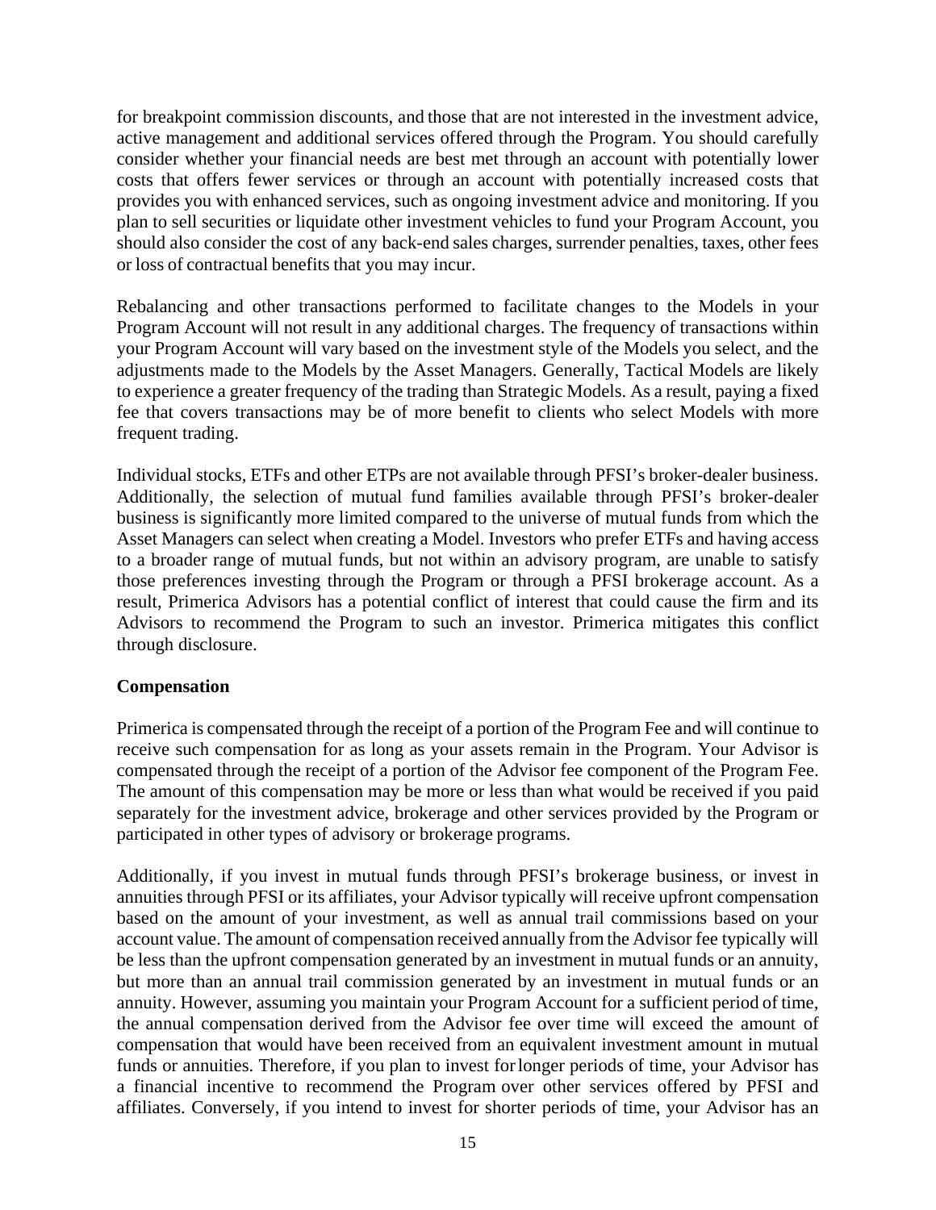for breakpoint commission discounts, and those that are not interested in the investment advice, active management and additional services offered through the Program. You should carefully consider whether your financial needs are best met through an account with potentially lower costs that offers fewer services or through an account with potentially increased costs that provides you with enhanced services, such as ongoing investment advice and monitoring. If you plan to sell securities or liquidate other investment vehicles to fund your Program Account, you should also consider the cost of any back-end sales charges, surrender penalties, taxes, other fees or loss of contractual benefits that you may incur.

Rebalancing and other transactions performed to facilitate changes to the Models in your Program Account will not result in any additional charges. The frequency of transactions within your Program Account will vary based on the investment style of the Models you select, and the adjustments made to the Models by the Asset Managers. Generally, Tactical Models are likely to experience a greater frequency of the trading than Strategic Models. As a result, paying a fixed fee that covers transactions may be of more benefit to clients who select Models with more frequent trading.

Individual stocks, ETFs and other ETPs are not available through PFSI's broker-dealer business. Additionally, the selection of mutual fund families available through PFSI's broker-dealer business is significantly more limited compared to the universe of mutual funds from which the Asset Managers can select when creating a Model. Investors who prefer ETFs and having access to a broader range of mutual funds, but not within an advisory program, are unable to satisfy those preferences investing through the Program or through a PFSI brokerage account. As a result, Primerica Advisors has a potential conflict of interest that could cause the firm and its Advisors to recommend the Program to such an investor. Primerica mitigates this conflict through disclosure.

**Compensation**

Primerica is compensated through the receipt of a portion of the Program Fee and will continue to receive such compensation for as long as your assets remain in the Program. Your Advisor is compensated through the receipt of a portion of the Advisor fee component of the Program Fee. The amount of this compensation may be more or less than what would be received if you paid separately for the investment advice, brokerage and other services provided by the Program or participated in other types of advisory or brokerage programs.

Additionally, if you invest in mutual funds through PFSI's brokerage business, or invest in annuities through PFSI or its affiliates, your Advisor typically will receive upfront compensation based on the amount of your investment, as well as annual trail commissions based on your account value. The amount of compensation received annually from the Advisor fee typically will be less than the upfront compensation generated by an investment in mutual funds or an annuity, but more than an annual trail commission generated by an investment in mutual funds or an annuity. However, assuming you maintain your Program Account for a sufficient period of time, the annual compensation derived from the Advisor fee over time will exceed the amount of compensation that would have been received from an equivalent investment amount in mutual funds or annuities. Therefore, if you plan to invest for longer periods of time, your Advisor has a financial incentive to recommend the Program over other services offered by PFSI and affiliates. Conversely, if you intend to invest for shorter periods of time, your Advisor has an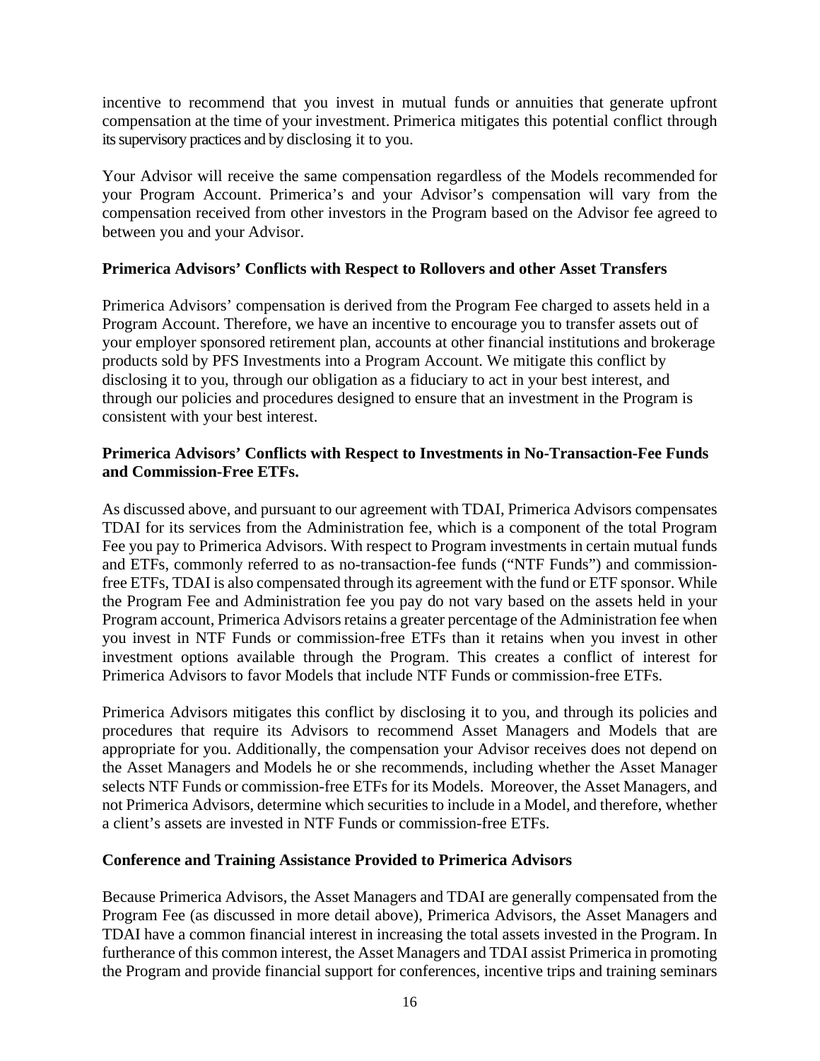incentive to recommend that you invest in mutual funds or annuities that generate upfront compensation at the time of your investment. Primerica mitigates this potential conflict through its supervisory practices and by disclosing it to you.

Your Advisor will receive the same compensation regardless of the Models recommended for your Program Account. Primerica's and your Advisor's compensation will vary from the compensation received from other investors in the Program based on the Advisor fee agreed to between you and your Advisor.

**Primerica Advisors' Conflicts with Respect to Rollovers and other Asset Transfers**

Primerica Advisors' compensation is derived from the Program Fee charged to assets held in a Program Account. Therefore, we have an incentive to encourage you to transfer assets out of your employer sponsored retirement plan, accounts at other financial institutions and brokerage products sold by PFS Investments into a Program Account. We mitigate this conflict by disclosing it to you, through our obligation as a fiduciary to act in your best interest, and through our policies and procedures designed to ensure that an investment in the Program is consistent with your best interest.

**Primerica Advisors' Conflicts with Respect to Investments in No-Transaction-Fee Funds and Commission-Free ETFs.**

As discussed above, and pursuant to our agreement with TDAI, Primerica Advisors compensates TDAI for its services from the Administration fee, which is a component of the total Program Fee you pay to Primerica Advisors. With respect to Program investments in certain mutual funds and ETFs, commonly referred to as no-transaction-fee funds ("NTF Funds") and commission-free ETFs, TDAI is also compensated through its agreement with the fund or ETF sponsor. While the Program Fee and Administration fee you pay do not vary based on the assets held in your Program account, Primerica Advisors retains a greater percentage of the Administration fee when you invest in NTF Funds or commission-free ETFs than it retains when you invest in other investment options available through the Program. This creates a conflict of interest for Primerica Advisors to favor Models that include NTF Funds or commission-free ETFs.

Primerica Advisors mitigates this conflict by disclosing it to you, and through its policies and procedures that require its Advisors to recommend Asset Managers and Models that are appropriate for you. Additionally, the compensation your Advisor receives does not depend on the Asset Managers and Models he or she recommends, including whether the Asset Manager selects NTF Funds or commission-free ETFs for its Models. Moreover, the Asset Managers, and not Primerica Advisors, determine which securities to include in a Model, and therefore, whether a client's assets are invested in NTF Funds or commission-free ETFs.

**Conference and Training Assistance Provided to Primerica Advisors**

Because Primerica Advisors, the Asset Managers and TDAI are generally compensated from the Program Fee (as discussed in more detail above), Primerica Advisors, the Asset Managers and TDAI have a common financial interest in increasing the total assets invested in the Program. In furtherance of this common interest, the Asset Managers and TDAI assist Primerica in promoting the Program and provide financial support for conferences, incentive trips and training seminars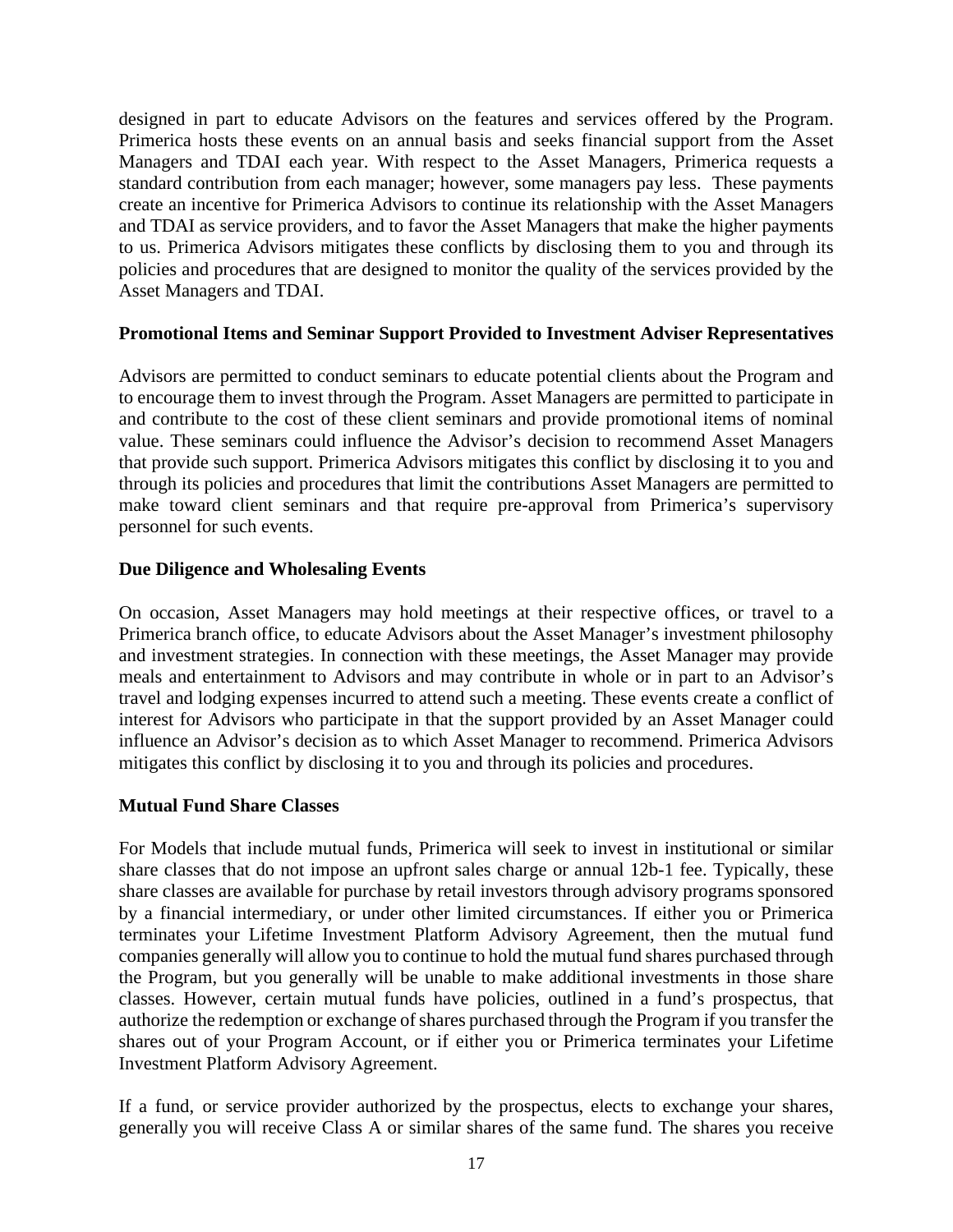designed in part to educate Advisors on the features and services offered by the Program. Primerica hosts these events on an annual basis and seeks financial support from the Asset Managers and TDAI each year. With respect to the Asset Managers, Primerica requests a standard contribution from each manager; however, some managers pay less. These payments create an incentive for Primerica Advisors to continue its relationship with the Asset Managers and TDAI as service providers, and to favor the Asset Managers that make the higher payments to us. Primerica Advisors mitigates these conflicts by disclosing them to you and through its policies and procedures that are designed to monitor the quality of the services provided by the Asset Managers and TDAI.

**Promotional Items and Seminar Support Provided to Investment Adviser Representatives**

Advisors are permitted to conduct seminars to educate potential clients about the Program and to encourage them to invest through the Program. Asset Managers are permitted to participate in and contribute to the cost of these client seminars and provide promotional items of nominal value. These seminars could influence the Advisor's decision to recommend Asset Managers that provide such support. Primerica Advisors mitigates this conflict by disclosing it to you and through its policies and procedures that limit the contributions Asset Managers are permitted to make toward client seminars and that require pre-approval from Primerica's supervisory personnel for such events.

**Due Diligence and Wholesaling Events**

On occasion, Asset Managers may hold meetings at their respective offices, or travel to a Primerica branch office, to educate Advisors about the Asset Manager's investment philosophy and investment strategies. In connection with these meetings, the Asset Manager may provide meals and entertainment to Advisors and may contribute in whole or in part to an Advisor's travel and lodging expenses incurred to attend such a meeting. These events create a conflict of interest for Advisors who participate in that the support provided by an Asset Manager could influence an Advisor's decision as to which Asset Manager to recommend. Primerica Advisors mitigates this conflict by disclosing it to you and through its policies and procedures.

**Mutual Fund Share Classes**

For Models that include mutual funds, Primerica will seek to invest in institutional or similar share classes that do not impose an upfront sales charge or annual 12b-1 fee. Typically, these share classes are available for purchase by retail investors through advisory programs sponsored by a financial intermediary, or under other limited circumstances. If either you or Primerica terminates your Lifetime Investment Platform Advisory Agreement, then the mutual fund companies generally will allow you to continue to hold the mutual fund shares purchased through the Program, but you generally will be unable to make additional investments in those share classes. However, certain mutual funds have policies, outlined in a fund's prospectus, that authorize the redemption or exchange of shares purchased through the Program if you transfer the shares out of your Program Account, or if either you or Primerica terminates your Lifetime Investment Platform Advisory Agreement.

If a fund, or service provider authorized by the prospectus, elects to exchange your shares, generally you will receive Class A or similar shares of the same fund. The shares you receive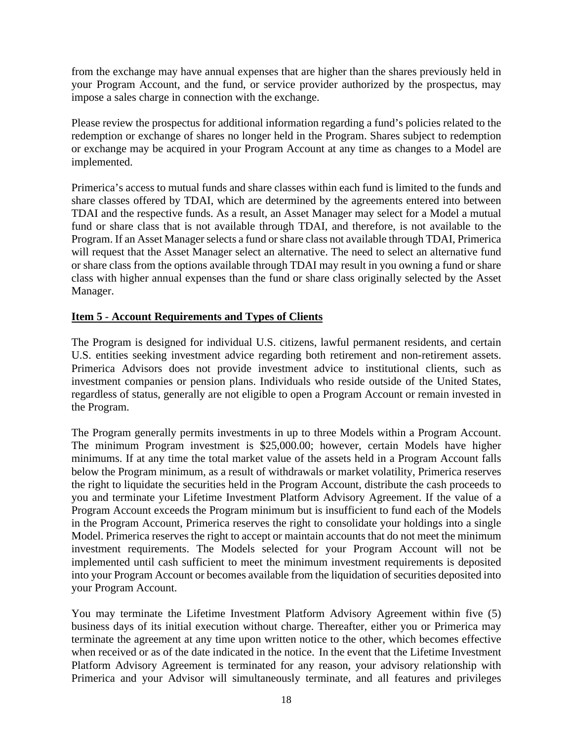from the exchange may have annual expenses that are higher than the shares previously held in your Program Account, and the fund, or service provider authorized by the prospectus, may impose a sales charge in connection with the exchange.

Please review the prospectus for additional information regarding a fund's policies related to the redemption or exchange of shares no longer held in the Program. Shares subject to redemption or exchange may be acquired in your Program Account at any time as changes to a Model are implemented.

Primerica's access to mutual funds and share classes within each fund is limited to the funds and share classes offered by TDAI, which are determined by the agreements entered into between TDAI and the respective funds. As a result, an Asset Manager may select for a Model a mutual fund or share class that is not available through TDAI, and therefore, is not available to the Program. If an Asset Manager selects a fund or share class not available through TDAI, Primerica will request that the Asset Manager select an alternative. The need to select an alternative fund or share class from the options available through TDAI may result in you owning a fund or share class with higher annual expenses than the fund or share class originally selected by the Asset Manager.

## Item 5 - Account Requirements and Types of Clients

The Program is designed for individual U.S. citizens, lawful permanent residents, and certain U.S. entities seeking investment advice regarding both retirement and non-retirement assets. Primerica Advisors does not provide investment advice to institutional clients, such as investment companies or pension plans. Individuals who reside outside of the United States, regardless of status, generally are not eligible to open a Program Account or remain invested in the Program.

The Program generally permits investments in up to three Models within a Program Account. The minimum Program investment is $25,000.00; however, certain Models have higher minimums. If at any time the total market value of the assets held in a Program Account falls below the Program minimum, as a result of withdrawals or market volatility, Primerica reserves the right to liquidate the securities held in the Program Account, distribute the cash proceeds to you and terminate your Lifetime Investment Platform Advisory Agreement. If the value of a Program Account exceeds the Program minimum but is insufficient to fund each of the Models in the Program Account, Primerica reserves the right to consolidate your holdings into a single Model. Primerica reserves the right to accept or maintain accounts that do not meet the minimum investment requirements. The Models selected for your Program Account will not be implemented until cash sufficient to meet the minimum investment requirements is deposited into your Program Account or becomes available from the liquidation of securities deposited into your Program Account.

You may terminate the Lifetime Investment Platform Advisory Agreement within five (5) business days of its initial execution without charge. Thereafter, either you or Primerica may terminate the agreement at any time upon written notice to the other, which becomes effective when received or as of the date indicated in the notice. In the event that the Lifetime Investment Platform Advisory Agreement is terminated for any reason, your advisory relationship with Primerica and your Advisor will simultaneously terminate, and all features and privileges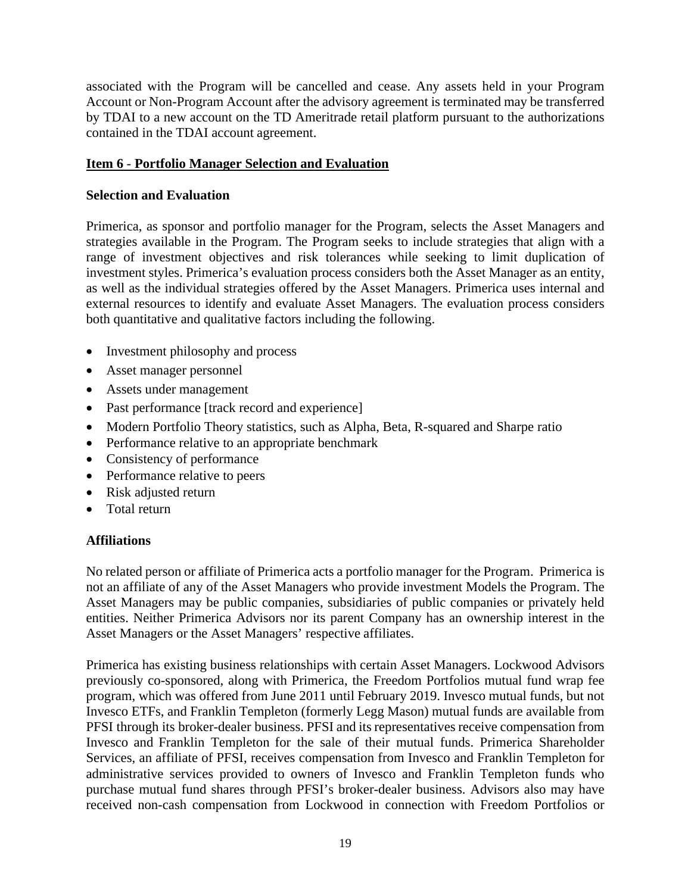associated with the Program will be cancelled and cease. Any assets held in your Program Account or Non-Program Account after the advisory agreement is terminated may be transferred by TDAI to a new account on the TD Ameritrade retail platform pursuant to the authorizations contained in the TDAI account agreement.

## Item 6 - Portfolio Manager Selection and Evaluation

### Selection and Evaluation

Primerica, as sponsor and portfolio manager for the Program, selects the Asset Managers and strategies available in the Program. The Program seeks to include strategies that align with a range of investment objectives and risk tolerances while seeking to limit duplication of investment styles. Primerica's evaluation process considers both the Asset Manager as an entity, as well as the individual strategies offered by the Asset Managers. Primerica uses internal and external resources to identify and evaluate Asset Managers. The evaluation process considers both quantitative and qualitative factors including the following.

- Investment philosophy and process
- Asset manager personnel
- Assets under management
- Past performance [track record and experience]
- Modern Portfolio Theory statistics, such as Alpha, Beta, R-squared and Sharpe ratio
- Performance relative to an appropriate benchmark
- Consistency of performance
- Performance relative to peers
- Risk adjusted return
- Total return

### Affiliations

No related person or affiliate of Primerica acts a portfolio manager for the Program. Primerica is not an affiliate of any of the Asset Managers who provide investment Models the Program. The Asset Managers may be public companies, subsidiaries of public companies or privately held entities. Neither Primerica Advisors nor its parent Company has an ownership interest in the Asset Managers or the Asset Managers' respective affiliates.

Primerica has existing business relationships with certain Asset Managers. Lockwood Advisors previously co-sponsored, along with Primerica, the Freedom Portfolios mutual fund wrap fee program, which was offered from June 2011 until February 2019. Invesco mutual funds, but not Invesco ETFs, and Franklin Templeton (formerly Legg Mason) mutual funds are available from PFSI through its broker-dealer business. PFSI and its representatives receive compensation from Invesco and Franklin Templeton for the sale of their mutual funds. Primerica Shareholder Services, an affiliate of PFSI, receives compensation from Invesco and Franklin Templeton for administrative services provided to owners of Invesco and Franklin Templeton funds who purchase mutual fund shares through PFSI's broker-dealer business. Advisors also may have received non-cash compensation from Lockwood in connection with Freedom Portfolios or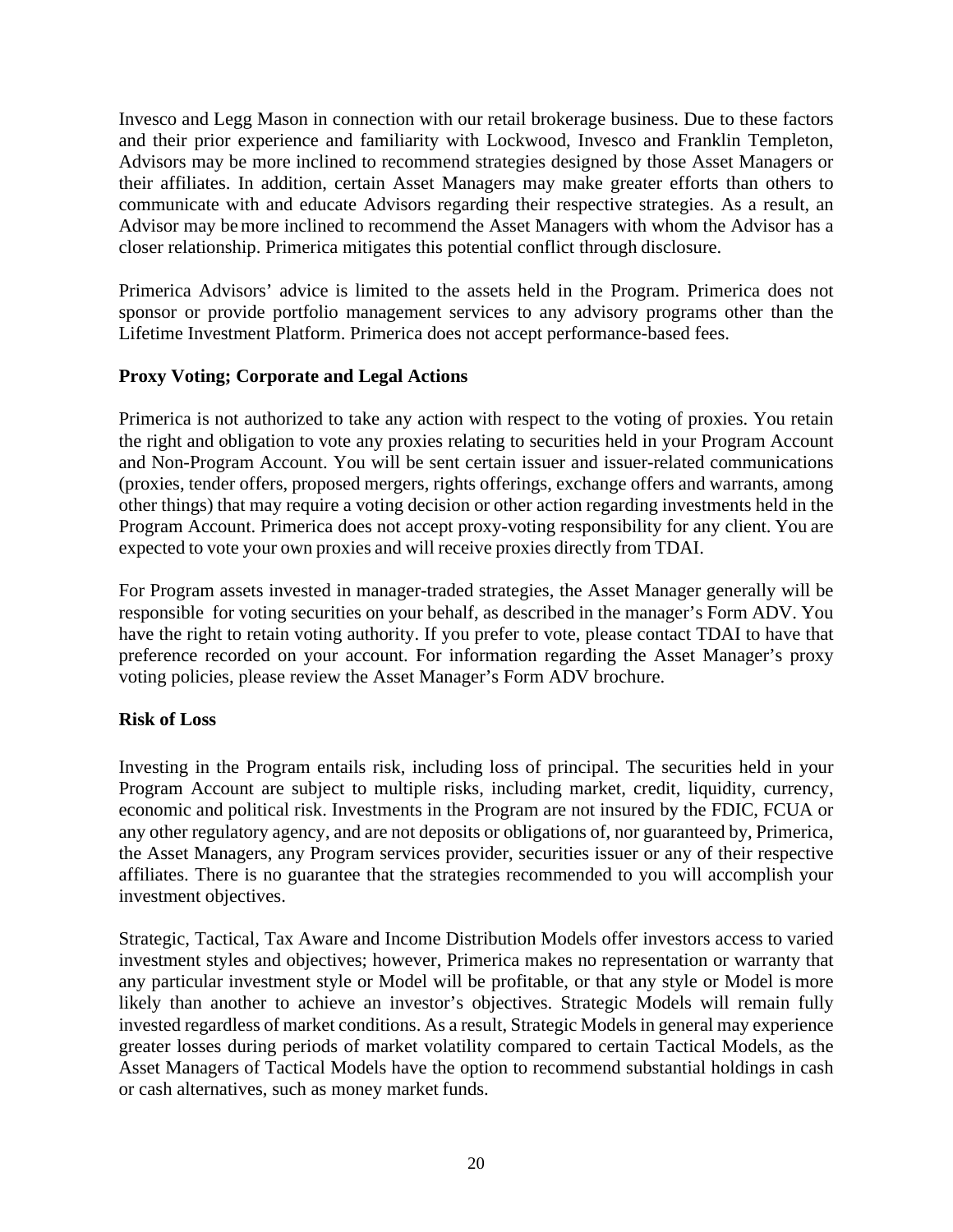Invesco and Legg Mason in connection with our retail brokerage business. Due to these factors and their prior experience and familiarity with Lockwood, Invesco and Franklin Templeton, Advisors may be more inclined to recommend strategies designed by those Asset Managers or their affiliates. In addition, certain Asset Managers may make greater efforts than others to communicate with and educate Advisors regarding their respective strategies. As a result, an Advisor may be more inclined to recommend the Asset Managers with whom the Advisor has a closer relationship. Primerica mitigates this potential conflict through disclosure.

Primerica Advisors' advice is limited to the assets held in the Program. Primerica does not sponsor or provide portfolio management services to any advisory programs other than the Lifetime Investment Platform. Primerica does not accept performance-based fees.

**Proxy Voting; Corporate and Legal Actions**

Primerica is not authorized to take any action with respect to the voting of proxies. You retain the right and obligation to vote any proxies relating to securities held in your Program Account and Non-Program Account. You will be sent certain issuer and issuer-related communications (proxies, tender offers, proposed mergers, rights offerings, exchange offers and warrants, among other things) that may require a voting decision or other action regarding investments held in the Program Account. Primerica does not accept proxy-voting responsibility for any client. You are expected to vote your own proxies and will receive proxies directly from TDAI.

For Program assets invested in manager-traded strategies, the Asset Manager generally will be responsible for voting securities on your behalf, as described in the manager's Form ADV. You have the right to retain voting authority. If you prefer to vote, please contact TDAI to have that preference recorded on your account. For information regarding the Asset Manager's proxy voting policies, please review the Asset Manager's Form ADV brochure.

**Risk of Loss**

Investing in the Program entails risk, including loss of principal. The securities held in your Program Account are subject to multiple risks, including market, credit, liquidity, currency, economic and political risk. Investments in the Program are not insured by the FDIC, FCUA or any other regulatory agency, and are not deposits or obligations of, nor guaranteed by, Primerica, the Asset Managers, any Program services provider, securities issuer or any of their respective affiliates. There is no guarantee that the strategies recommended to you will accomplish your investment objectives.

Strategic, Tactical, Tax Aware and Income Distribution Models offer investors access to varied investment styles and objectives; however, Primerica makes no representation or warranty that any particular investment style or Model will be profitable, or that any style or Model is more likely than another to achieve an investor's objectives. Strategic Models will remain fully invested regardless of market conditions. As a result, Strategic Models in general may experience greater losses during periods of market volatility compared to certain Tactical Models, as the Asset Managers of Tactical Models have the option to recommend substantial holdings in cash or cash alternatives, such as money market funds.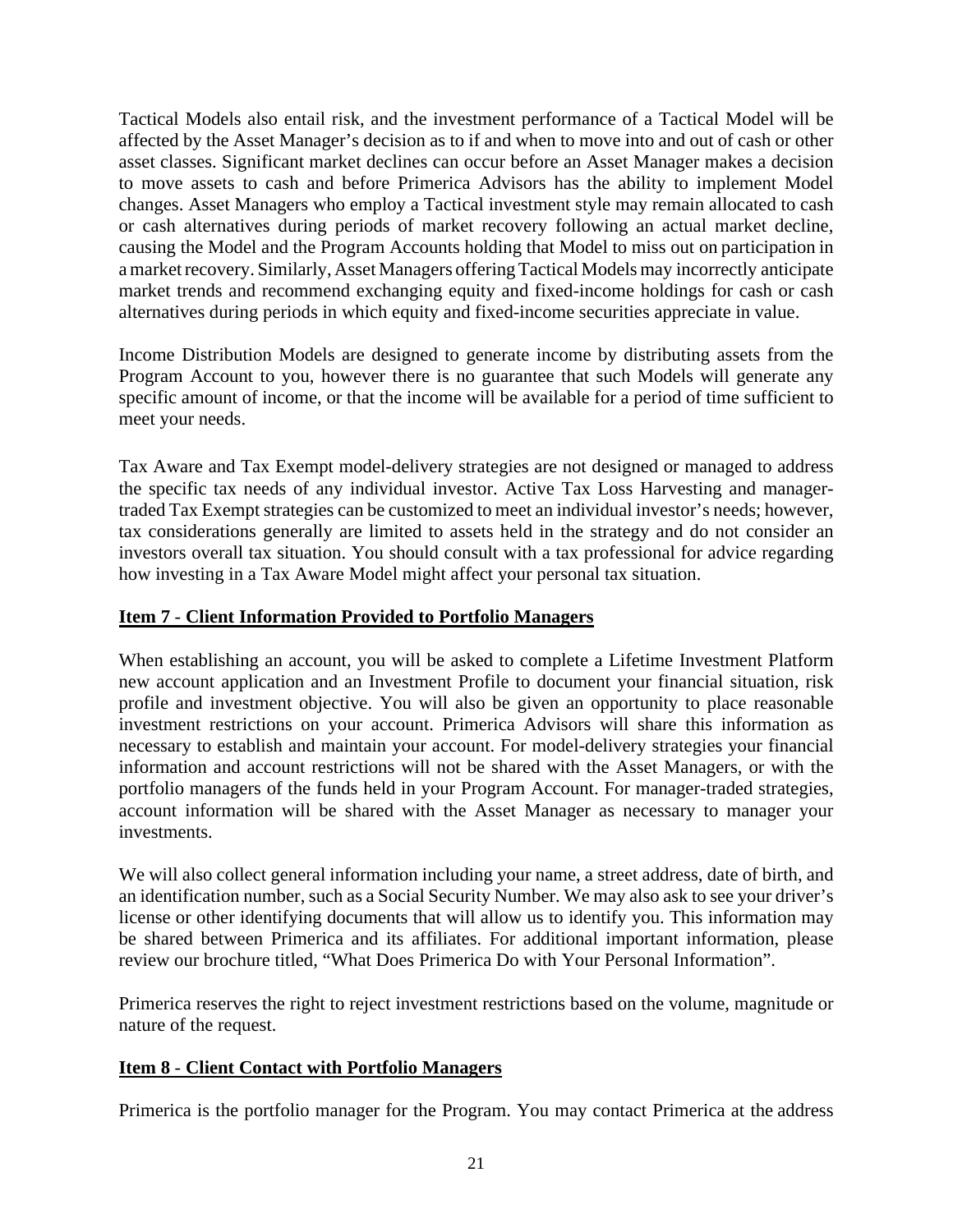Tactical Models also entail risk, and the investment performance of a Tactical Model will be affected by the Asset Manager's decision as to if and when to move into and out of cash or other asset classes. Significant market declines can occur before an Asset Manager makes a decision to move assets to cash and before Primerica Advisors has the ability to implement Model changes. Asset Managers who employ a Tactical investment style may remain allocated to cash or cash alternatives during periods of market recovery following an actual market decline, causing the Model and the Program Accounts holding that Model to miss out on participation in a market recovery. Similarly, Asset Managers offering Tactical Models may incorrectly anticipate market trends and recommend exchanging equity and fixed-income holdings for cash or cash alternatives during periods in which equity and fixed-income securities appreciate in value.

Income Distribution Models are designed to generate income by distributing assets from the Program Account to you, however there is no guarantee that such Models will generate any specific amount of income, or that the income will be available for a period of time sufficient to meet your needs.

Tax Aware and Tax Exempt model-delivery strategies are not designed or managed to address the specific tax needs of any individual investor. Active Tax Loss Harvesting and manager-traded Tax Exempt strategies can be customized to meet an individual investor's needs; however, tax considerations generally are limited to assets held in the strategy and do not consider an investors overall tax situation. You should consult with a tax professional for advice regarding how investing in a Tax Aware Model might affect your personal tax situation.

## Item 7 - Client Information Provided to Portfolio Managers

When establishing an account, you will be asked to complete a Lifetime Investment Platform new account application and an Investment Profile to document your financial situation, risk profile and investment objective. You will also be given an opportunity to place reasonable investment restrictions on your account. Primerica Advisors will share this information as necessary to establish and maintain your account. For model-delivery strategies your financial information and account restrictions will not be shared with the Asset Managers, or with the portfolio managers of the funds held in your Program Account. For manager-traded strategies, account information will be shared with the Asset Manager as necessary to manager your investments.

We will also collect general information including your name, a street address, date of birth, and an identification number, such as a Social Security Number. We may also ask to see your driver's license or other identifying documents that will allow us to identify you. This information may be shared between Primerica and its affiliates. For additional important information, please review our brochure titled, "What Does Primerica Do with Your Personal Information".

Primerica reserves the right to reject investment restrictions based on the volume, magnitude or nature of the request.

## Item 8 - Client Contact with Portfolio Managers

Primerica is the portfolio manager for the Program. You may contact Primerica at the address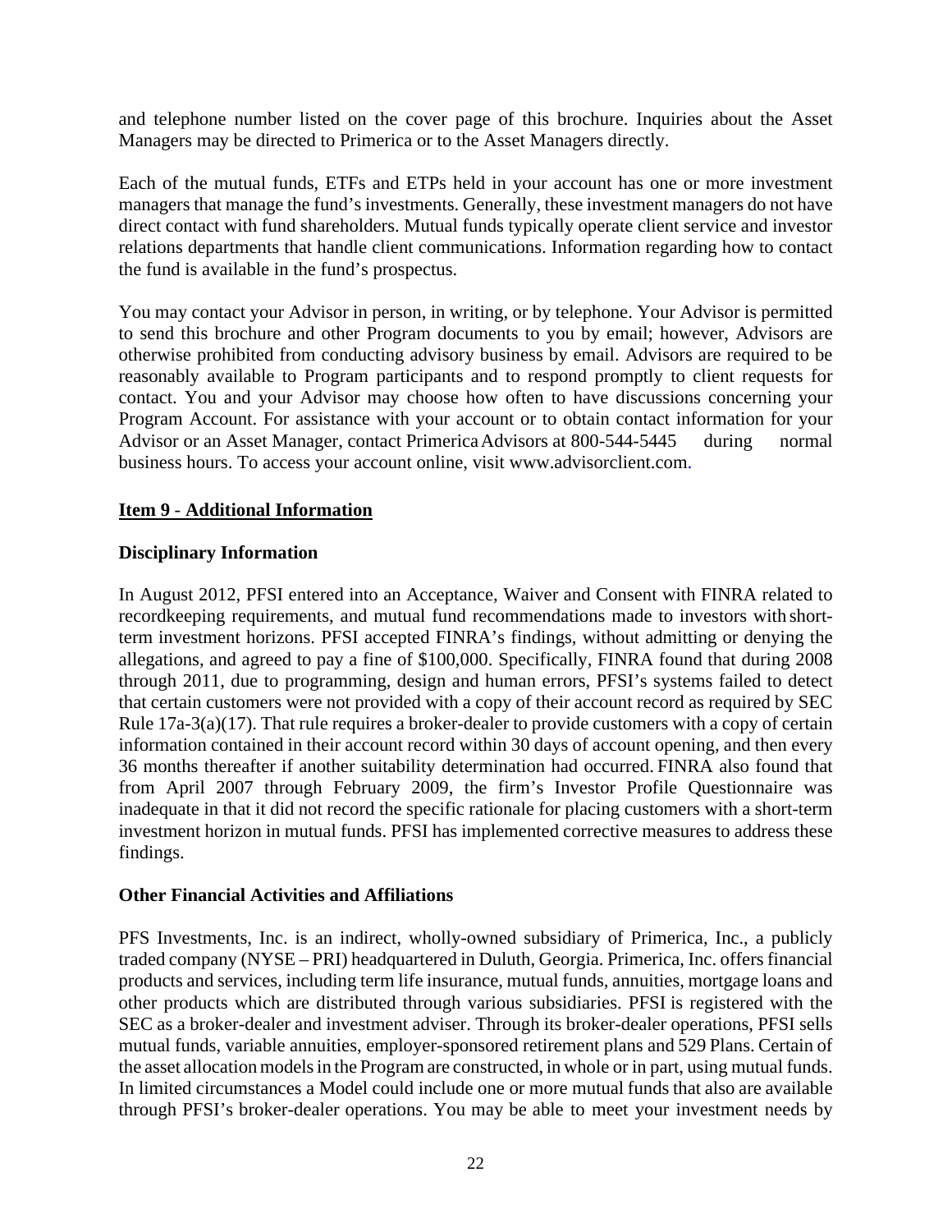and telephone number listed on the cover page of this brochure. Inquiries about the Asset Managers may be directed to Primerica or to the Asset Managers directly.

Each of the mutual funds, ETFs and ETPs held in your account has one or more investment managers that manage the fund's investments. Generally, these investment managers do not have direct contact with fund shareholders. Mutual funds typically operate client service and investor relations departments that handle client communications. Information regarding how to contact the fund is available in the fund's prospectus.

You may contact your Advisor in person, in writing, or by telephone. Your Advisor is permitted to send this brochure and other Program documents to you by email; however, Advisors are otherwise prohibited from conducting advisory business by email. Advisors are required to be reasonably available to Program participants and to respond promptly to client requests for contact. You and your Advisor may choose how often to have discussions concerning your Program Account. For assistance with your account or to obtain contact information for your Advisor or an Asset Manager, contact Primerica Advisors at 800-544-5445 during normal business hours. To access your account online, visit www.advisorclient.com.

## Item 9 - Additional Information

### Disciplinary Information

In August 2012, PFSI entered into an Acceptance, Waiver and Consent with FINRA related to recordkeeping requirements, and mutual fund recommendations made to investors with short-term investment horizons. PFSI accepted FINRA's findings, without admitting or denying the allegations, and agreed to pay a fine of $100,000. Specifically, FINRA found that during 2008 through 2011, due to programming, design and human errors, PFSI's systems failed to detect that certain customers were not provided with a copy of their account record as required by SEC Rule 17a-3(a)(17). That rule requires a broker-dealer to provide customers with a copy of certain information contained in their account record within 30 days of account opening, and then every 36 months thereafter if another suitability determination had occurred. FINRA also found that from April 2007 through February 2009, the firm's Investor Profile Questionnaire was inadequate in that it did not record the specific rationale for placing customers with a short-term investment horizon in mutual funds. PFSI has implemented corrective measures to address these findings.

### Other Financial Activities and Affiliations

PFS Investments, Inc. is an indirect, wholly-owned subsidiary of Primerica, Inc., a publicly traded company (NYSE – PRI) headquartered in Duluth, Georgia. Primerica, Inc. offers financial products and services, including term life insurance, mutual funds, annuities, mortgage loans and other products which are distributed through various subsidiaries. PFSI is registered with the SEC as a broker-dealer and investment adviser. Through its broker-dealer operations, PFSI sells mutual funds, variable annuities, employer-sponsored retirement plans and 529 Plans. Certain of the asset allocation models in the Program are constructed, in whole or in part, using mutual funds. In limited circumstances a Model could include one or more mutual funds that also are available through PFSI's broker-dealer operations. You may be able to meet your investment needs by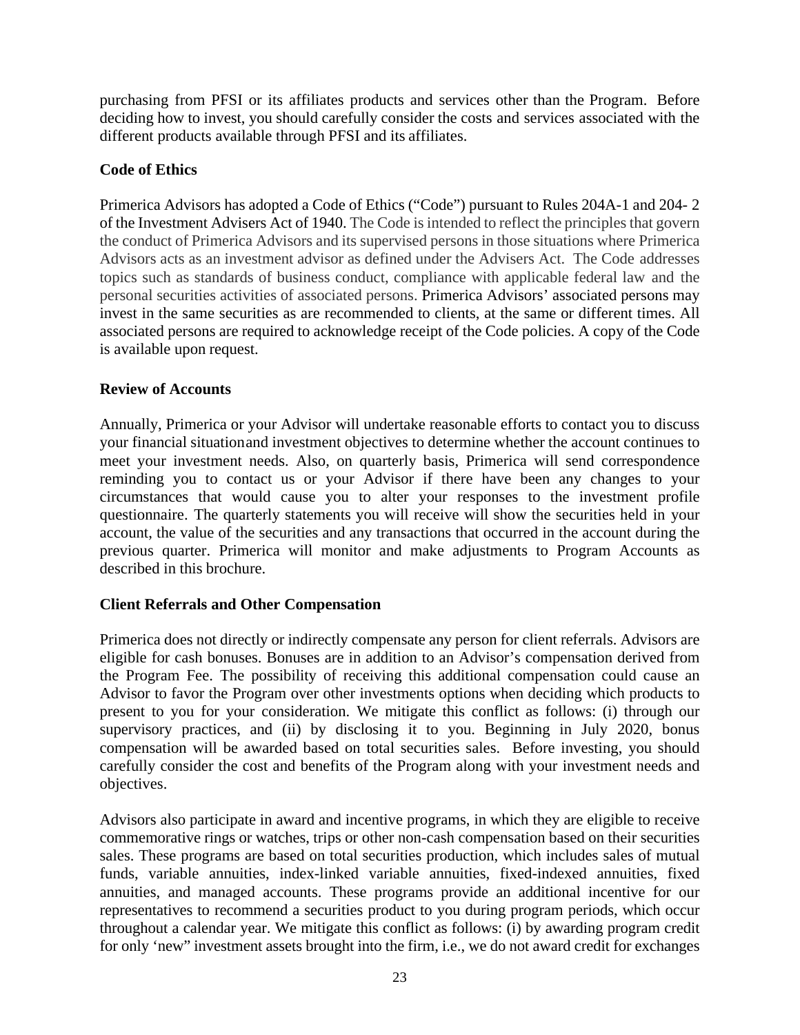purchasing from PFSI or its affiliates products and services other than the Program. Before deciding how to invest, you should carefully consider the costs and services associated with the different products available through PFSI and its affiliates.

## Code of Ethics

Primerica Advisors has adopted a Code of Ethics ("Code") pursuant to Rules 204A-1 and 204- 2 of the Investment Advisers Act of 1940. The Code is intended to reflect the principles that govern the conduct of Primerica Advisors and its supervised persons in those situations where Primerica Advisors acts as an investment advisor as defined under the Advisers Act. The Code addresses topics such as standards of business conduct, compliance with applicable federal law and the personal securities activities of associated persons. Primerica Advisors' associated persons may invest in the same securities as are recommended to clients, at the same or different times. All associated persons are required to acknowledge receipt of the Code policies. A copy of the Code is available upon request.

## Review of Accounts

Annually, Primerica or your Advisor will undertake reasonable efforts to contact you to discuss your financial situationand investment objectives to determine whether the account continues to meet your investment needs. Also, on quarterly basis, Primerica will send correspondence reminding you to contact us or your Advisor if there have been any changes to your circumstances that would cause you to alter your responses to the investment profile questionnaire. The quarterly statements you will receive will show the securities held in your account, the value of the securities and any transactions that occurred in the account during the previous quarter. Primerica will monitor and make adjustments to Program Accounts as described in this brochure.

## Client Referrals and Other Compensation

Primerica does not directly or indirectly compensate any person for client referrals. Advisors are eligible for cash bonuses. Bonuses are in addition to an Advisor's compensation derived from the Program Fee. The possibility of receiving this additional compensation could cause an Advisor to favor the Program over other investments options when deciding which products to present to you for your consideration. We mitigate this conflict as follows: (i) through our supervisory practices, and (ii) by disclosing it to you. Beginning in July 2020, bonus compensation will be awarded based on total securities sales. Before investing, you should carefully consider the cost and benefits of the Program along with your investment needs and objectives.

Advisors also participate in award and incentive programs, in which they are eligible to receive commemorative rings or watches, trips or other non-cash compensation based on their securities sales. These programs are based on total securities production, which includes sales of mutual funds, variable annuities, index-linked variable annuities, fixed-indexed annuities, fixed annuities, and managed accounts. These programs provide an additional incentive for our representatives to recommend a securities product to you during program periods, which occur throughout a calendar year. We mitigate this conflict as follows: (i) by awarding program credit for only 'new" investment assets brought into the firm, i.e., we do not award credit for exchanges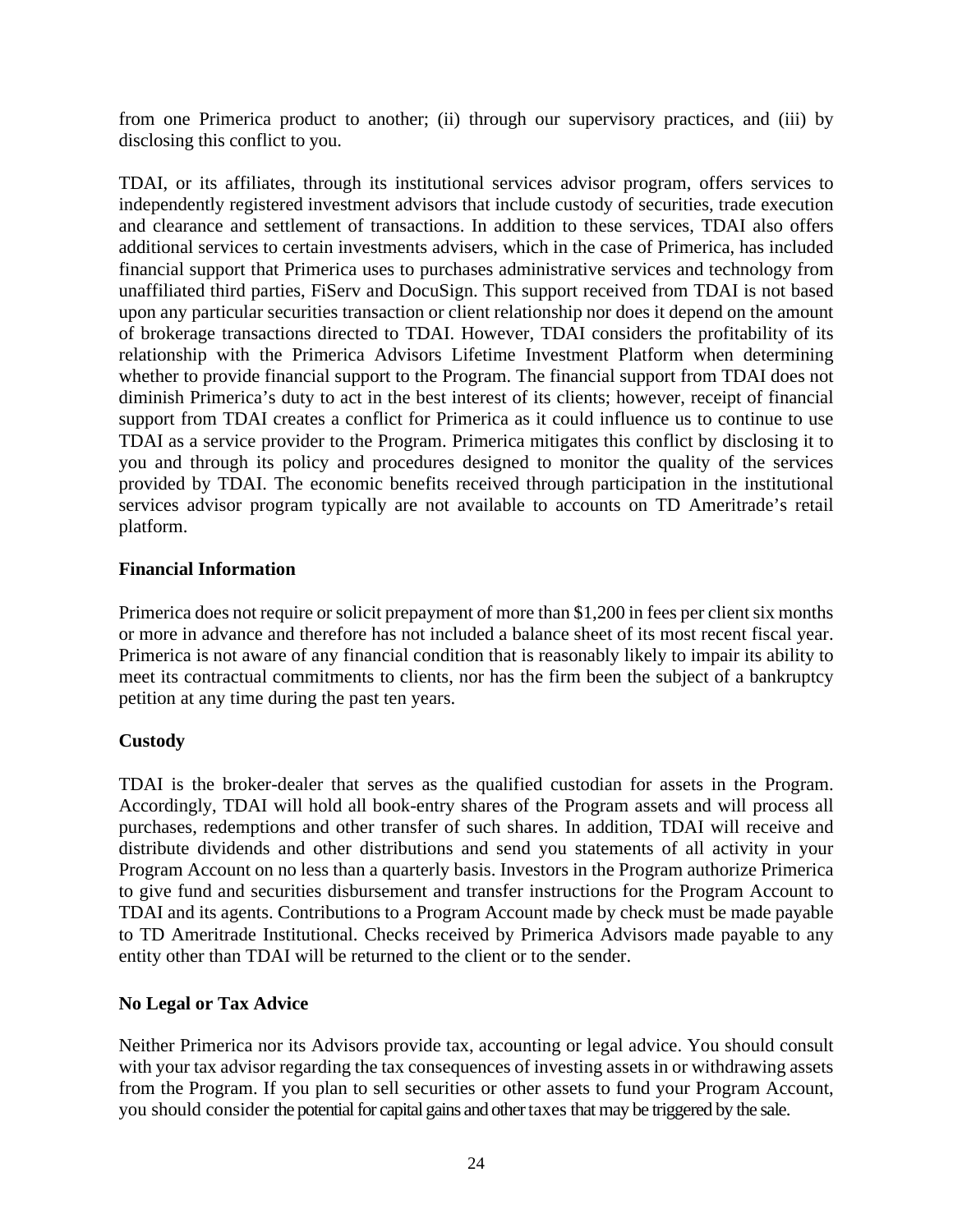from one Primerica product to another; (ii) through our supervisory practices, and (iii) by disclosing this conflict to you.

TDAI, or its affiliates, through its institutional services advisor program, offers services to independently registered investment advisors that include custody of securities, trade execution and clearance and settlement of transactions. In addition to these services, TDAI also offers additional services to certain investments advisers, which in the case of Primerica, has included financial support that Primerica uses to purchases administrative services and technology from unaffiliated third parties, FiServ and DocuSign. This support received from TDAI is not based upon any particular securities transaction or client relationship nor does it depend on the amount of brokerage transactions directed to TDAI. However, TDAI considers the profitability of its relationship with the Primerica Advisors Lifetime Investment Platform when determining whether to provide financial support to the Program. The financial support from TDAI does not diminish Primerica's duty to act in the best interest of its clients; however, receipt of financial support from TDAI creates a conflict for Primerica as it could influence us to continue to use TDAI as a service provider to the Program. Primerica mitigates this conflict by disclosing it to you and through its policy and procedures designed to monitor the quality of the services provided by TDAI. The economic benefits received through participation in the institutional services advisor program typically are not available to accounts on TD Ameritrade's retail platform.

**Financial Information**

Primerica does not require or solicit prepayment of more than $1,200 in fees per client six months or more in advance and therefore has not included a balance sheet of its most recent fiscal year. Primerica is not aware of any financial condition that is reasonably likely to impair its ability to meet its contractual commitments to clients, nor has the firm been the subject of a bankruptcy petition at any time during the past ten years.

**Custody**

TDAI is the broker-dealer that serves as the qualified custodian for assets in the Program. Accordingly, TDAI will hold all book-entry shares of the Program assets and will process all purchases, redemptions and other transfer of such shares. In addition, TDAI will receive and distribute dividends and other distributions and send you statements of all activity in your Program Account on no less than a quarterly basis. Investors in the Program authorize Primerica to give fund and securities disbursement and transfer instructions for the Program Account to TDAI and its agents. Contributions to a Program Account made by check must be made payable to TD Ameritrade Institutional. Checks received by Primerica Advisors made payable to any entity other than TDAI will be returned to the client or to the sender.

**No Legal or Tax Advice**

Neither Primerica nor its Advisors provide tax, accounting or legal advice. You should consult with your tax advisor regarding the tax consequences of investing assets in or withdrawing assets from the Program. If you plan to sell securities or other assets to fund your Program Account, you should consider the potential for capital gains and other taxes that may be triggered by the sale.